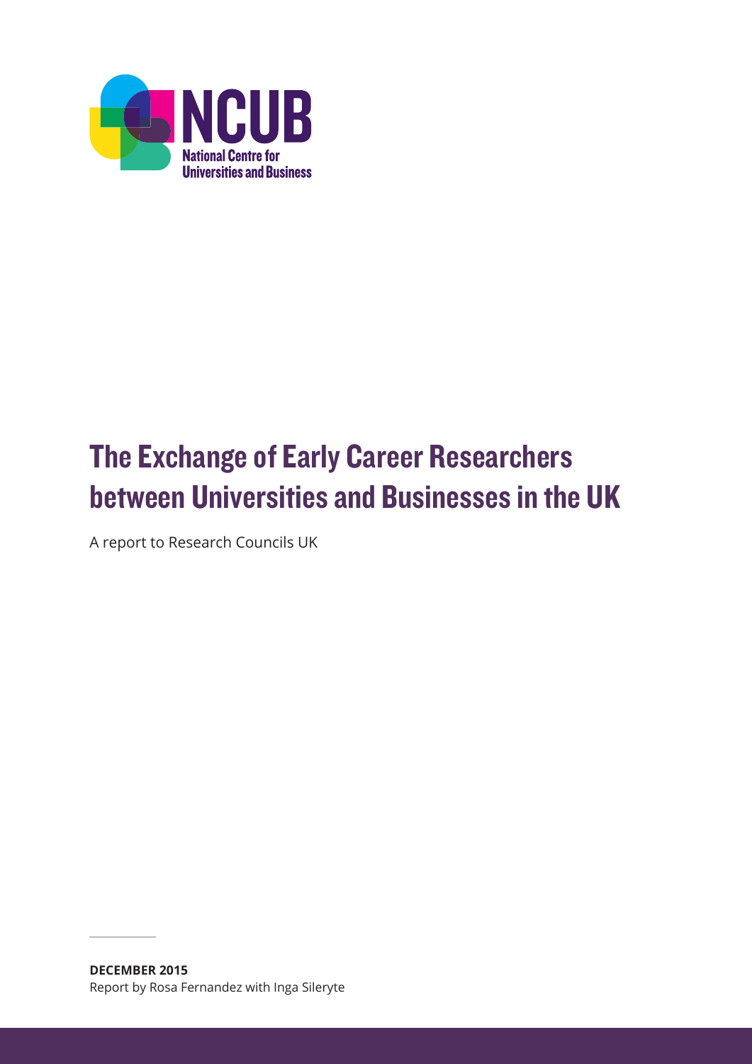NCUB

National Centre for Universities and Business

# The Exchange of Early Career Researchers between Universities and Businesses in the UK

A report to Research Councils UK

**DECEMBER 2015**

Report by Rosa Fernandez with Inga Sileryte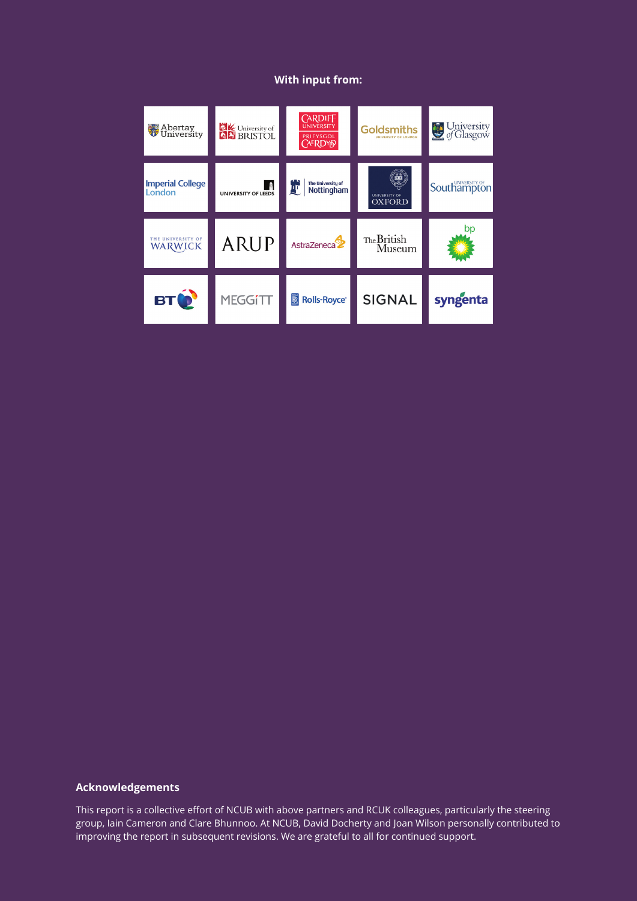**With input from:**

Abertay University, University of Bristol, Cardiff University, Goldsmiths University of London, University of Glasgow, Imperial College London, University of Leeds, The University of Nottingham, University of Oxford, University of Southampton, The University of Warwick, ARUP, AstraZeneca, The British Museum, bp, BT, Meggitt, Rolls-Royce, Signal, Syngenta

## Acknowledgements

This report is a collective effort of NCUB with above partners and RCUK colleagues, particularly the steering group, Iain Cameron and Clare Bhunnoo. At NCUB, David Docherty and Joan Wilson personally contributed to improving the report in subsequent revisions. We are grateful to all for continued support.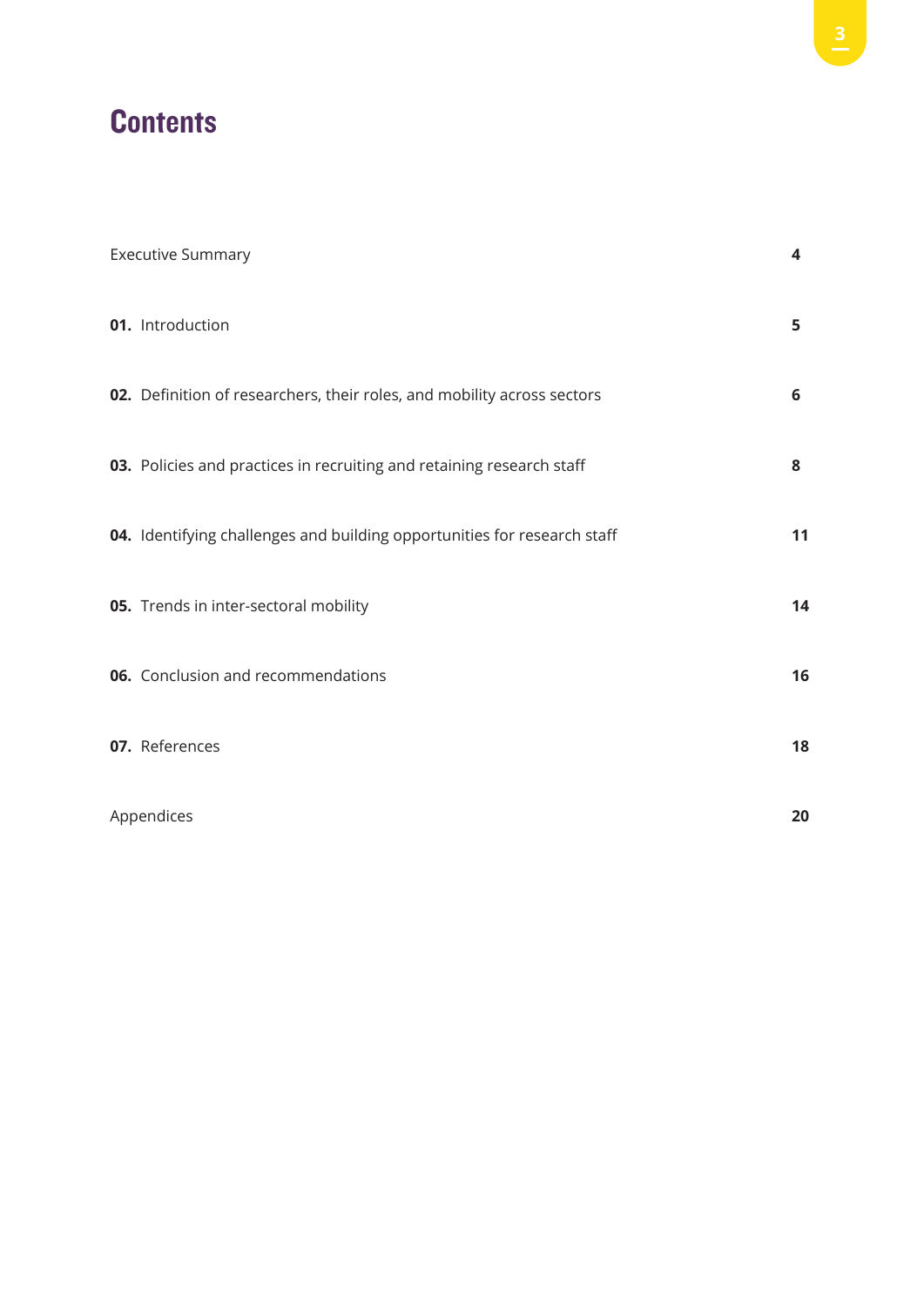# Contents

| | |
|---|---|
| Executive Summary | **4** |
| **01.** Introduction | **5** |
| **02.** Definition of researchers, their roles, and mobility across sectors | **6** |
| **03.** Policies and practices in recruiting and retaining research staff | **8** |
| **04.** Identifying challenges and building opportunities for research staff | **11** |
| **05.** Trends in inter-sectoral mobility | **14** |
| **06.** Conclusion and recommendations | **16** |
| **07.** References | **18** |
| Appendices | **20** |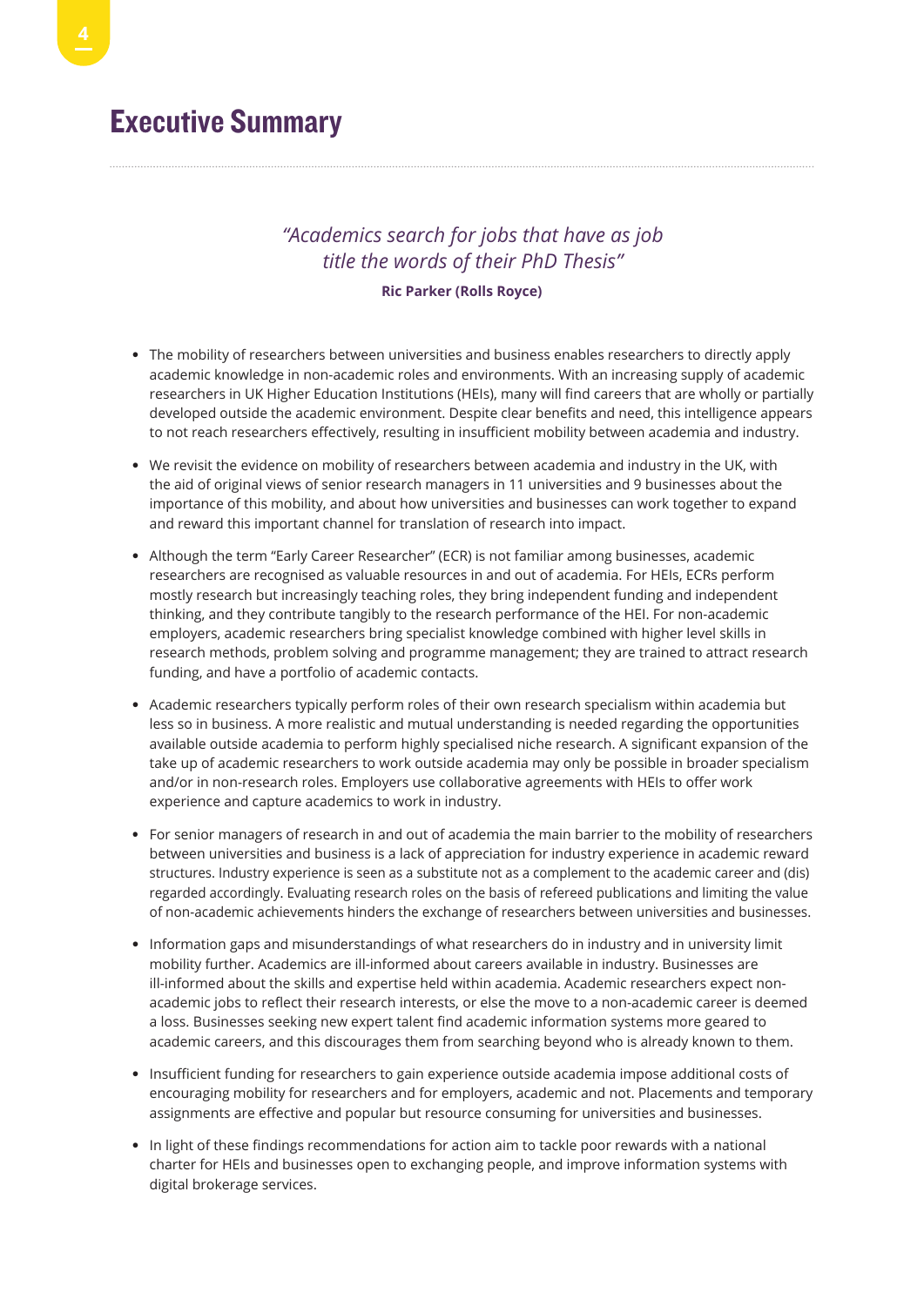# Executive Summary

> *"Academics search for jobs that have as job title the words of their PhD Thesis"*
>
> **Ric Parker (Rolls Royce)**

- The mobility of researchers between universities and business enables researchers to directly apply academic knowledge in non-academic roles and environments. With an increasing supply of academic researchers in UK Higher Education Institutions (HEIs), many will find careers that are wholly or partially developed outside the academic environment. Despite clear benefits and need, this intelligence appears to not reach researchers effectively, resulting in insufficient mobility between academia and industry.
- We revisit the evidence on mobility of researchers between academia and industry in the UK, with the aid of original views of senior research managers in 11 universities and 9 businesses about the importance of this mobility, and about how universities and businesses can work together to expand and reward this important channel for translation of research into impact.
- Although the term "Early Career Researcher" (ECR) is not familiar among businesses, academic researchers are recognised as valuable resources in and out of academia. For HEIs, ECRs perform mostly research but increasingly teaching roles, they bring independent funding and independent thinking, and they contribute tangibly to the research performance of the HEI. For non-academic employers, academic researchers bring specialist knowledge combined with higher level skills in research methods, problem solving and programme management; they are trained to attract research funding, and have a portfolio of academic contacts.
- Academic researchers typically perform roles of their own research specialism within academia but less so in business. A more realistic and mutual understanding is needed regarding the opportunities available outside academia to perform highly specialised niche research. A significant expansion of the take up of academic researchers to work outside academia may only be possible in broader specialism and/or in non-research roles. Employers use collaborative agreements with HEIs to offer work experience and capture academics to work in industry.
- For senior managers of research in and out of academia the main barrier to the mobility of researchers between universities and business is a lack of appreciation for industry experience in academic reward structures. Industry experience is seen as a substitute not as a complement to the academic career and (dis) regarded accordingly. Evaluating research roles on the basis of refereed publications and limiting the value of non-academic achievements hinders the exchange of researchers between universities and businesses.
- Information gaps and misunderstandings of what researchers do in industry and in university limit mobility further. Academics are ill-informed about careers available in industry. Businesses are ill-informed about the skills and expertise held within academia. Academic researchers expect non-academic jobs to reflect their research interests, or else the move to a non-academic career is deemed a loss. Businesses seeking new expert talent find academic information systems more geared to academic careers, and this discourages them from searching beyond who is already known to them.
- Insufficient funding for researchers to gain experience outside academia impose additional costs of encouraging mobility for researchers and for employers, academic and not. Placements and temporary assignments are effective and popular but resource consuming for universities and businesses.
- In light of these findings recommendations for action aim to tackle poor rewards with a national charter for HEIs and businesses open to exchanging people, and improve information systems with digital brokerage services.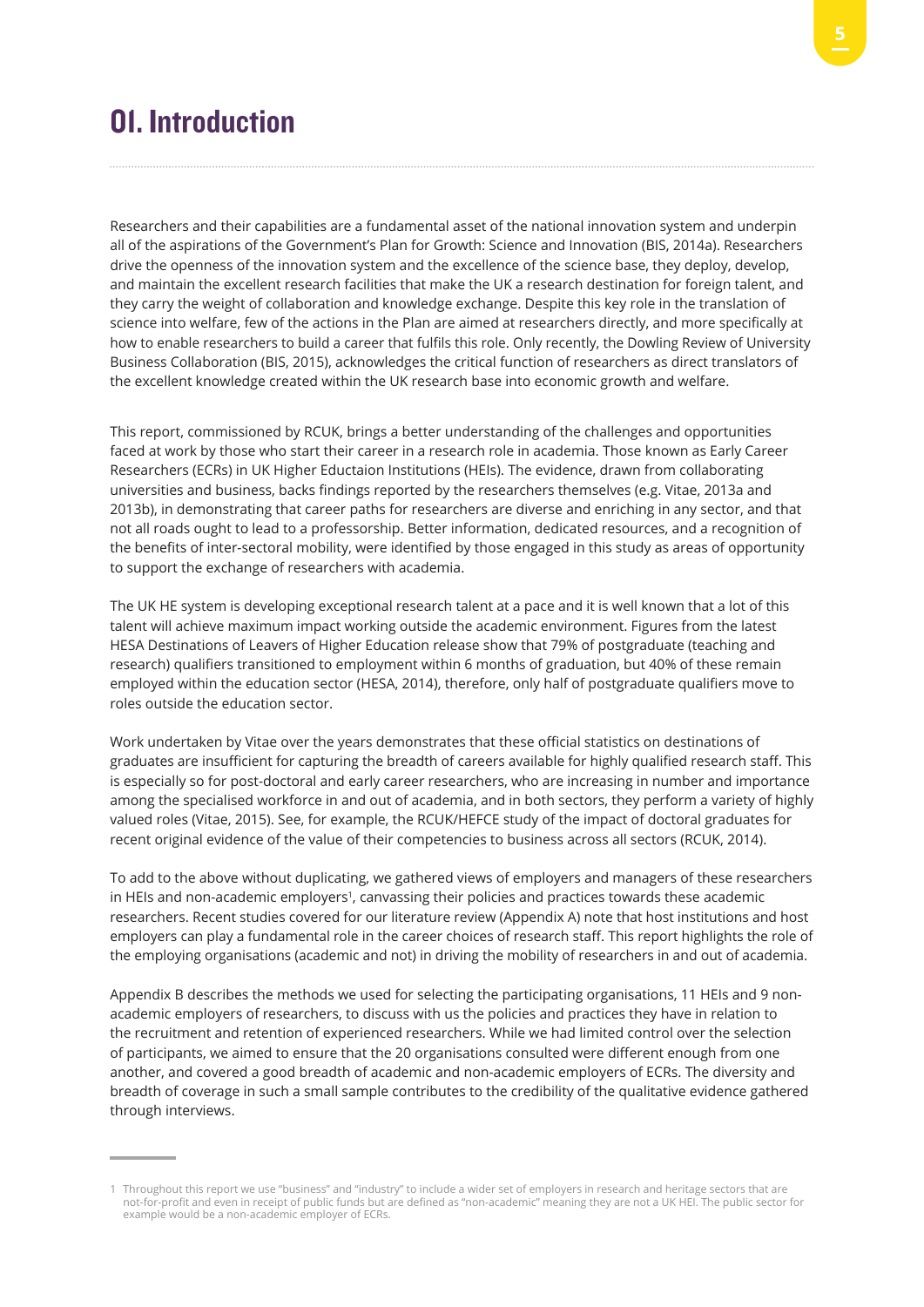# 01. Introduction

Researchers and their capabilities are a fundamental asset of the national innovation system and underpin all of the aspirations of the Government's Plan for Growth: Science and Innovation (BIS, 2014a). Researchers drive the openness of the innovation system and the excellence of the science base, they deploy, develop, and maintain the excellent research facilities that make the UK a research destination for foreign talent, and they carry the weight of collaboration and knowledge exchange. Despite this key role in the translation of science into welfare, few of the actions in the Plan are aimed at researchers directly, and more specifically at how to enable researchers to build a career that fulfils this role. Only recently, the Dowling Review of University Business Collaboration (BIS, 2015), acknowledges the critical function of researchers as direct translators of the excellent knowledge created within the UK research base into economic growth and welfare.

This report, commissioned by RCUK, brings a better understanding of the challenges and opportunities faced at work by those who start their career in a research role in academia. Those known as Early Career Researchers (ECRs) in UK Higher Eductaion Institutions (HEIs). The evidence, drawn from collaborating universities and business, backs findings reported by the researchers themselves (e.g. Vitae, 2013a and 2013b), in demonstrating that career paths for researchers are diverse and enriching in any sector, and that not all roads ought to lead to a professorship. Better information, dedicated resources, and a recognition of the benefits of inter-sectoral mobility, were identified by those engaged in this study as areas of opportunity to support the exchange of researchers with academia.

The UK HE system is developing exceptional research talent at a pace and it is well known that a lot of this talent will achieve maximum impact working outside the academic environment. Figures from the latest HESA Destinations of Leavers of Higher Education release show that 79% of postgraduate (teaching and research) qualifiers transitioned to employment within 6 months of graduation, but 40% of these remain employed within the education sector (HESA, 2014), therefore, only half of postgraduate qualifiers move to roles outside the education sector.

Work undertaken by Vitae over the years demonstrates that these official statistics on destinations of graduates are insufficient for capturing the breadth of careers available for highly qualified research staff. This is especially so for post-doctoral and early career researchers, who are increasing in number and importance among the specialised workforce in and out of academia, and in both sectors, they perform a variety of highly valued roles (Vitae, 2015). See, for example, the RCUK/HEFCE study of the impact of doctoral graduates for recent original evidence of the value of their competencies to business across all sectors (RCUK, 2014).

To add to the above without duplicating, we gathered views of employers and managers of these researchers in HEIs and non-academic employers[1], canvassing their policies and practices towards these academic researchers. Recent studies covered for our literature review (Appendix A) note that host institutions and host employers can play a fundamental role in the career choices of research staff. This report highlights the role of the employing organisations (academic and not) in driving the mobility of researchers in and out of academia.

Appendix B describes the methods we used for selecting the participating organisations, 11 HEIs and 9 non-academic employers of researchers, to discuss with us the policies and practices they have in relation to the recruitment and retention of experienced researchers. While we had limited control over the selection of participants, we aimed to ensure that the 20 organisations consulted were different enough from one another, and covered a good breadth of academic and non-academic employers of ECRs. The diversity and breadth of coverage in such a small sample contributes to the credibility of the qualitative evidence gathered through interviews.

---

1 Throughout this report we use "business" and "industry" to include a wider set of employers in research and heritage sectors that are not-for-profit and even in receipt of public funds but are defined as "non-academic" meaning they are not a UK HEI. The public sector for example would be a non-academic employer of ECRs.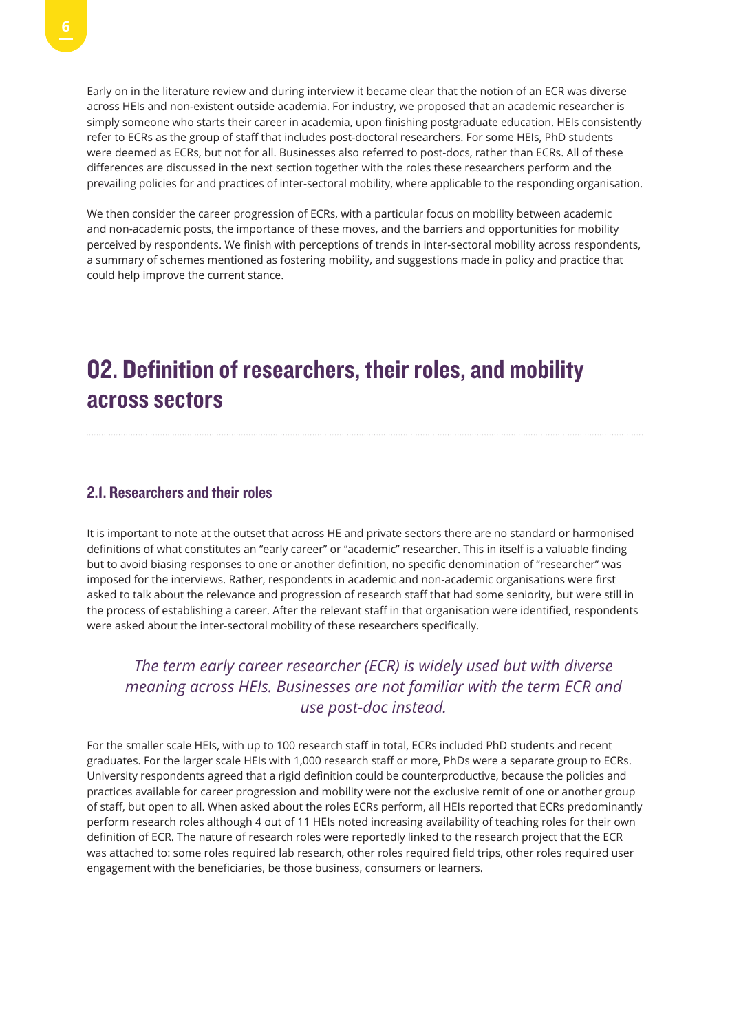Early on in the literature review and during interview it became clear that the notion of an ECR was diverse across HEIs and non-existent outside academia. For industry, we proposed that an academic researcher is simply someone who starts their career in academia, upon finishing postgraduate education. HEIs consistently refer to ECRs as the group of staff that includes post-doctoral researchers. For some HEIs, PhD students were deemed as ECRs, but not for all. Businesses also referred to post-docs, rather than ECRs. All of these differences are discussed in the next section together with the roles these researchers perform and the prevailing policies for and practices of inter-sectoral mobility, where applicable to the responding organisation.

We then consider the career progression of ECRs, with a particular focus on mobility between academic and non-academic posts, the importance of these moves, and the barriers and opportunities for mobility perceived by respondents. We finish with perceptions of trends in inter-sectoral mobility across respondents, a summary of schemes mentioned as fostering mobility, and suggestions made in policy and practice that could help improve the current stance.

# 02. Definition of researchers, their roles, and mobility across sectors

## 2.1. Researchers and their roles

It is important to note at the outset that across HE and private sectors there are no standard or harmonised definitions of what constitutes an "early career" or "academic" researcher. This in itself is a valuable finding but to avoid biasing responses to one or another definition, no specific denomination of "researcher" was imposed for the interviews. Rather, respondents in academic and non-academic organisations were first asked to talk about the relevance and progression of research staff that had some seniority, but were still in the process of establishing a career. After the relevant staff in that organisation were identified, respondents were asked about the inter-sectoral mobility of these researchers specifically.

*The term early career researcher (ECR) is widely used but with diverse meaning across HEIs. Businesses are not familiar with the term ECR and use post-doc instead.*

For the smaller scale HEIs, with up to 100 research staff in total, ECRs included PhD students and recent graduates. For the larger scale HEIs with 1,000 research staff or more, PhDs were a separate group to ECRs. University respondents agreed that a rigid definition could be counterproductive, because the policies and practices available for career progression and mobility were not the exclusive remit of one or another group of staff, but open to all. When asked about the roles ECRs perform, all HEIs reported that ECRs predominantly perform research roles although 4 out of 11 HEIs noted increasing availability of teaching roles for their own definition of ECR. The nature of research roles were reportedly linked to the research project that the ECR was attached to: some roles required lab research, other roles required field trips, other roles required user engagement with the beneficiaries, be those business, consumers or learners.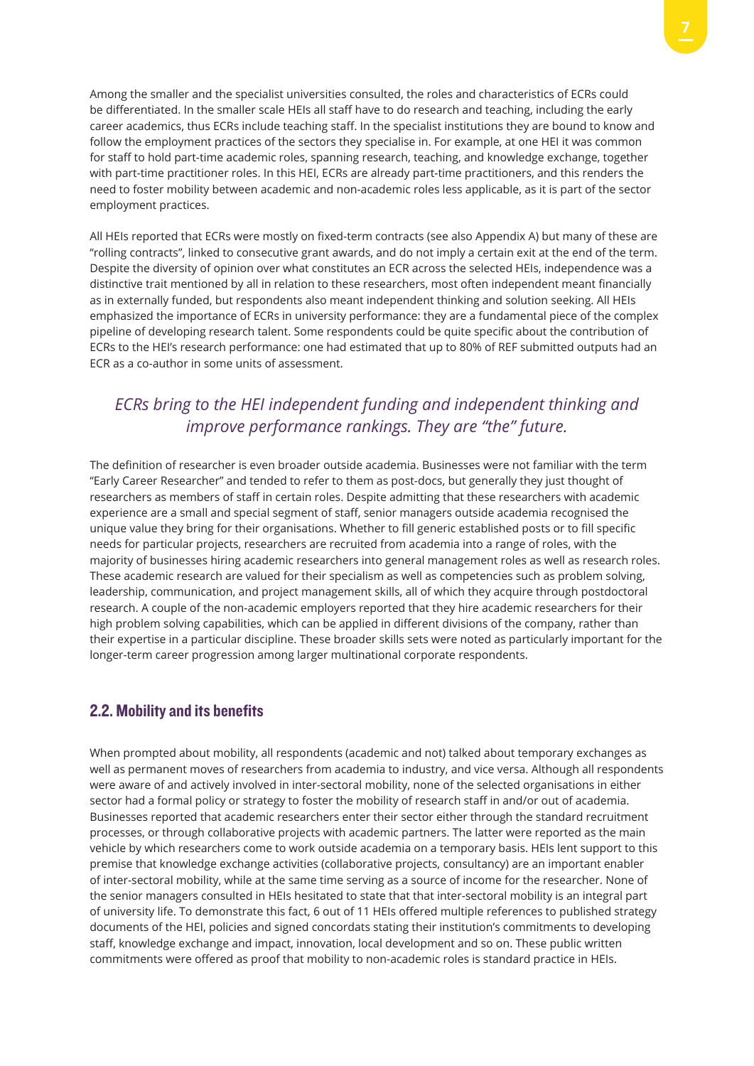Among the smaller and the specialist universities consulted, the roles and characteristics of ECRs could be differentiated. In the smaller scale HEIs all staff have to do research and teaching, including the early career academics, thus ECRs include teaching staff. In the specialist institutions they are bound to know and follow the employment practices of the sectors they specialise in. For example, at one HEI it was common for staff to hold part-time academic roles, spanning research, teaching, and knowledge exchange, together with part-time practitioner roles. In this HEI, ECRs are already part-time practitioners, and this renders the need to foster mobility between academic and non-academic roles less applicable, as it is part of the sector employment practices.

All HEIs reported that ECRs were mostly on fixed-term contracts (see also Appendix A) but many of these are "rolling contracts", linked to consecutive grant awards, and do not imply a certain exit at the end of the term. Despite the diversity of opinion over what constitutes an ECR across the selected HEIs, independence was a distinctive trait mentioned by all in relation to these researchers, most often independent meant financially as in externally funded, but respondents also meant independent thinking and solution seeking. All HEIs emphasized the importance of ECRs in university performance: they are a fundamental piece of the complex pipeline of developing research talent. Some respondents could be quite specific about the contribution of ECRs to the HEI's research performance: one had estimated that up to 80% of REF submitted outputs had an ECR as a co-author in some units of assessment.

*ECRs bring to the HEI independent funding and independent thinking and improve performance rankings. They are "the" future.*

The definition of researcher is even broader outside academia. Businesses were not familiar with the term "Early Career Researcher" and tended to refer to them as post-docs, but generally they just thought of researchers as members of staff in certain roles. Despite admitting that these researchers with academic experience are a small and special segment of staff, senior managers outside academia recognised the unique value they bring for their organisations. Whether to fill generic established posts or to fill specific needs for particular projects, researchers are recruited from academia into a range of roles, with the majority of businesses hiring academic researchers into general management roles as well as research roles. These academic research are valued for their specialism as well as competencies such as problem solving, leadership, communication, and project management skills, all of which they acquire through postdoctoral research. A couple of the non-academic employers reported that they hire academic researchers for their high problem solving capabilities, which can be applied in different divisions of the company, rather than their expertise in a particular discipline. These broader skills sets were noted as particularly important for the longer-term career progression among larger multinational corporate respondents.

## 2.2. Mobility and its benefits

When prompted about mobility, all respondents (academic and not) talked about temporary exchanges as well as permanent moves of researchers from academia to industry, and vice versa. Although all respondents were aware of and actively involved in inter-sectoral mobility, none of the selected organisations in either sector had a formal policy or strategy to foster the mobility of research staff in and/or out of academia. Businesses reported that academic researchers enter their sector either through the standard recruitment processes, or through collaborative projects with academic partners. The latter were reported as the main vehicle by which researchers come to work outside academia on a temporary basis. HEIs lent support to this premise that knowledge exchange activities (collaborative projects, consultancy) are an important enabler of inter-sectoral mobility, while at the same time serving as a source of income for the researcher. None of the senior managers consulted in HEIs hesitated to state that that inter-sectoral mobility is an integral part of university life. To demonstrate this fact, 6 out of 11 HEIs offered multiple references to published strategy documents of the HEI, policies and signed concordats stating their institution's commitments to developing staff, knowledge exchange and impact, innovation, local development and so on. These public written commitments were offered as proof that mobility to non-academic roles is standard practice in HEIs.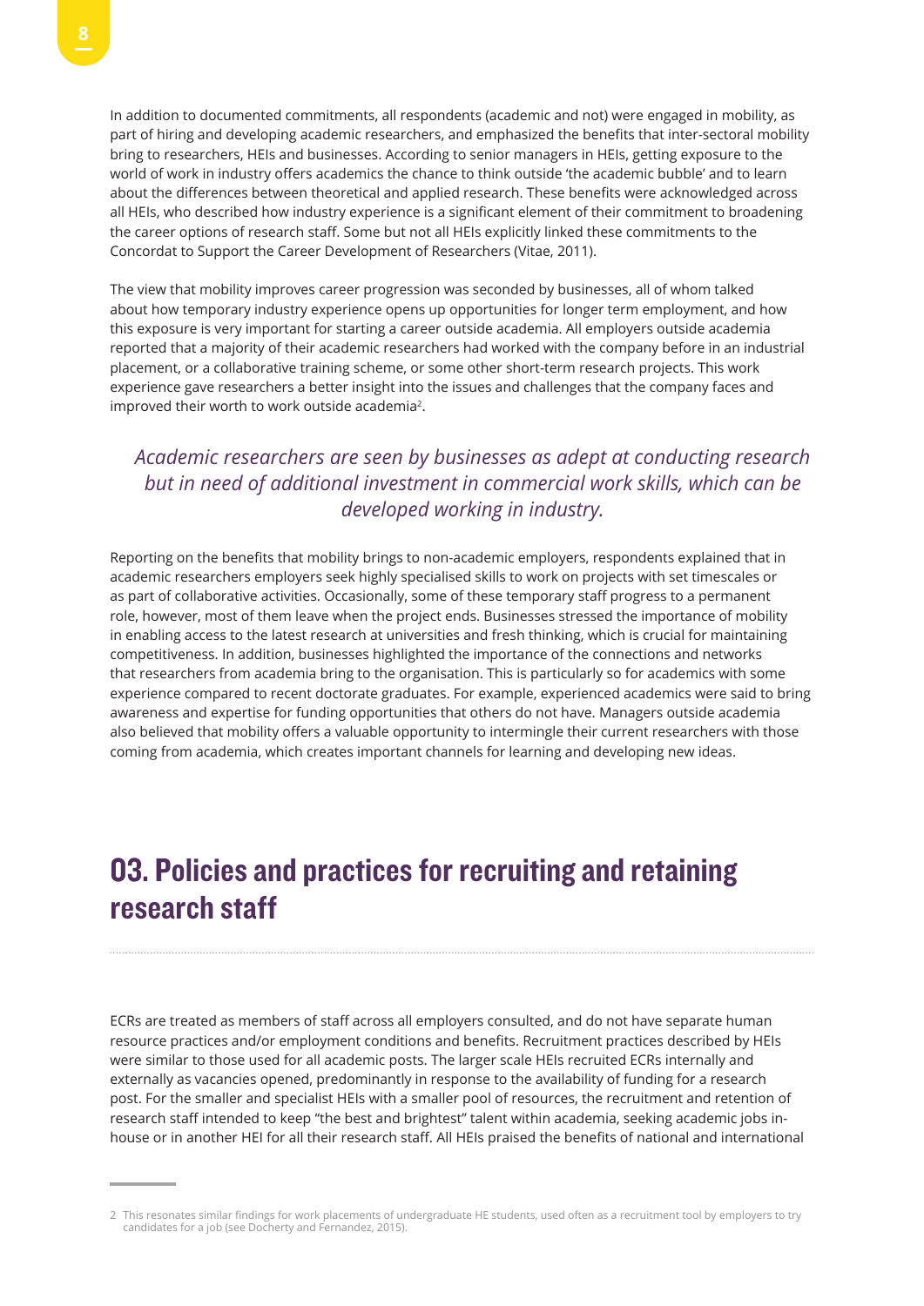In addition to documented commitments, all respondents (academic and not) were engaged in mobility, as part of hiring and developing academic researchers, and emphasized the benefits that inter-sectoral mobility bring to researchers, HEIs and businesses. According to senior managers in HEIs, getting exposure to the world of work in industry offers academics the chance to think outside 'the academic bubble' and to learn about the differences between theoretical and applied research. These benefits were acknowledged across all HEIs, who described how industry experience is a significant element of their commitment to broadening the career options of research staff. Some but not all HEIs explicitly linked these commitments to the Concordat to Support the Career Development of Researchers (Vitae, 2011).

The view that mobility improves career progression was seconded by businesses, all of whom talked about how temporary industry experience opens up opportunities for longer term employment, and how this exposure is very important for starting a career outside academia. All employers outside academia reported that a majority of their academic researchers had worked with the company before in an industrial placement, or a collaborative training scheme, or some other short-term research projects. This work experience gave researchers a better insight into the issues and challenges that the company faces and improved their worth to work outside academia[2].

*Academic researchers are seen by businesses as adept at conducting research but in need of additional investment in commercial work skills, which can be developed working in industry.*

Reporting on the benefits that mobility brings to non-academic employers, respondents explained that in academic researchers employers seek highly specialised skills to work on projects with set timescales or as part of collaborative activities. Occasionally, some of these temporary staff progress to a permanent role, however, most of them leave when the project ends. Businesses stressed the importance of mobility in enabling access to the latest research at universities and fresh thinking, which is crucial for maintaining competitiveness. In addition, businesses highlighted the importance of the connections and networks that researchers from academia bring to the organisation. This is particularly so for academics with some experience compared to recent doctorate graduates. For example, experienced academics were said to bring awareness and expertise for funding opportunities that others do not have. Managers outside academia also believed that mobility offers a valuable opportunity to intermingle their current researchers with those coming from academia, which creates important channels for learning and developing new ideas.

## 03. Policies and practices for recruiting and retaining research staff

ECRs are treated as members of staff across all employers consulted, and do not have separate human resource practices and/or employment conditions and benefits. Recruitment practices described by HEIs were similar to those used for all academic posts. The larger scale HEIs recruited ECRs internally and externally as vacancies opened, predominantly in response to the availability of funding for a research post. For the smaller and specialist HEIs with a smaller pool of resources, the recruitment and retention of research staff intended to keep "the best and brightest" talent within academia, seeking academic jobs in-house or in another HEI for all their research staff. All HEIs praised the benefits of national and international

2 This resonates similar findings for work placements of undergraduate HE students, used often as a recruitment tool by employers to try candidates for a job (see Docherty and Fernandez, 2015).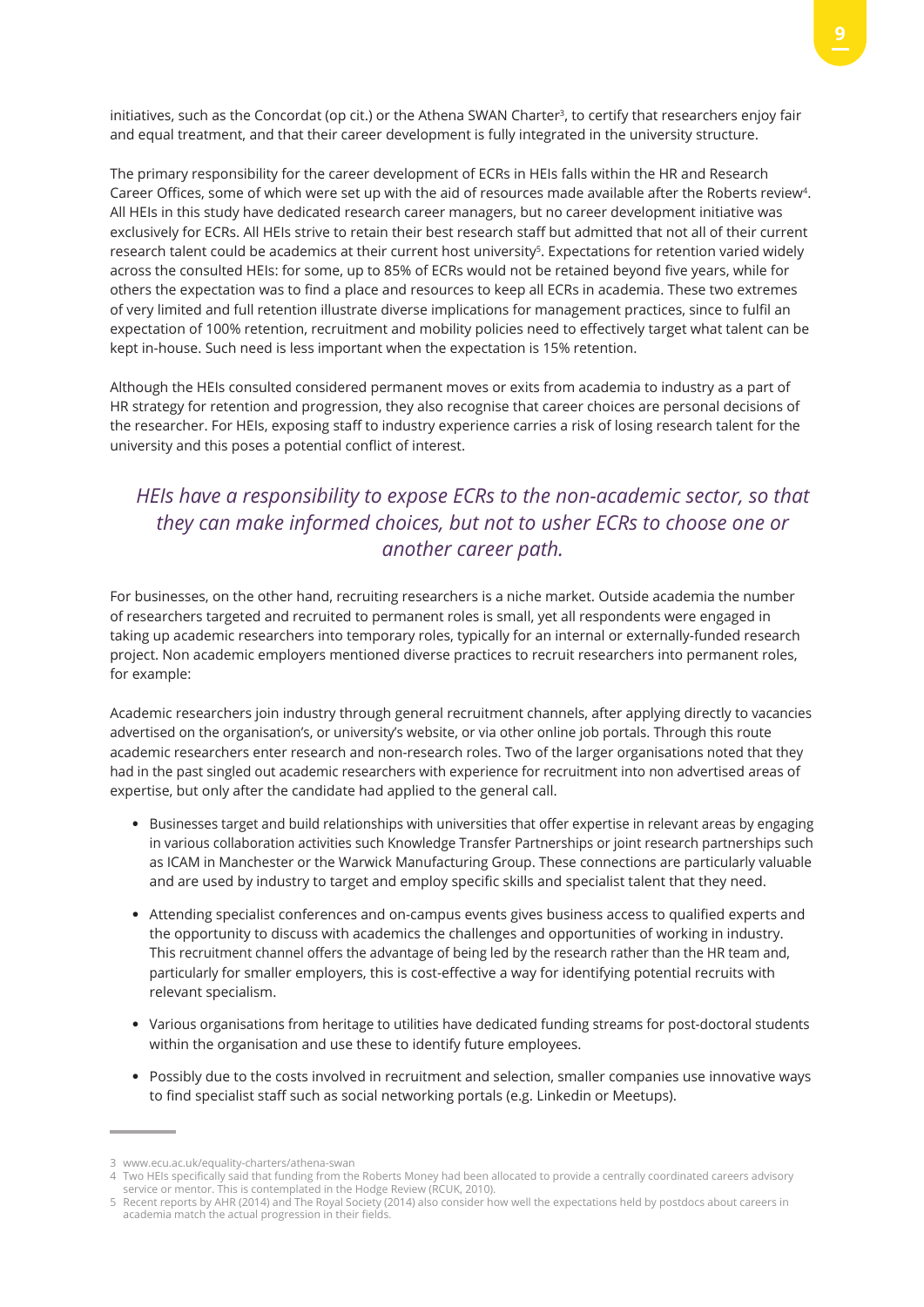initiatives, such as the Concordat (op cit.) or the Athena SWAN Charter[3], to certify that researchers enjoy fair and equal treatment, and that their career development is fully integrated in the university structure.

The primary responsibility for the career development of ECRs in HEIs falls within the HR and Research Career Offices, some of which were set up with the aid of resources made available after the Roberts review[4]. All HEIs in this study have dedicated research career managers, but no career development initiative was exclusively for ECRs. All HEIs strive to retain their best research staff but admitted that not all of their current research talent could be academics at their current host university[5]. Expectations for retention varied widely across the consulted HEIs: for some, up to 85% of ECRs would not be retained beyond five years, while for others the expectation was to find a place and resources to keep all ECRs in academia. These two extremes of very limited and full retention illustrate diverse implications for management practices, since to fulfil an expectation of 100% retention, recruitment and mobility policies need to effectively target what talent can be kept in-house. Such need is less important when the expectation is 15% retention.

Although the HEIs consulted considered permanent moves or exits from academia to industry as a part of HR strategy for retention and progression, they also recognise that career choices are personal decisions of the researcher. For HEIs, exposing staff to industry experience carries a risk of losing research talent for the university and this poses a potential conflict of interest.

*HEIs have a responsibility to expose ECRs to the non-academic sector, so that they can make informed choices, but not to usher ECRs to choose one or another career path.*

For businesses, on the other hand, recruiting researchers is a niche market. Outside academia the number of researchers targeted and recruited to permanent roles is small, yet all respondents were engaged in taking up academic researchers into temporary roles, typically for an internal or externally-funded research project. Non academic employers mentioned diverse practices to recruit researchers into permanent roles, for example:

Academic researchers join industry through general recruitment channels, after applying directly to vacancies advertised on the organisation's, or university's website, or via other online job portals. Through this route academic researchers enter research and non-research roles. Two of the larger organisations noted that they had in the past singled out academic researchers with experience for recruitment into non advertised areas of expertise, but only after the candidate had applied to the general call.

- Businesses target and build relationships with universities that offer expertise in relevant areas by engaging in various collaboration activities such Knowledge Transfer Partnerships or joint research partnerships such as ICAM in Manchester or the Warwick Manufacturing Group. These connections are particularly valuable and are used by industry to target and employ specific skills and specialist talent that they need.
- Attending specialist conferences and on-campus events gives business access to qualified experts and the opportunity to discuss with academics the challenges and opportunities of working in industry. This recruitment channel offers the advantage of being led by the research rather than the HR team and, particularly for smaller employers, this is cost-effective a way for identifying potential recruits with relevant specialism.
- Various organisations from heritage to utilities have dedicated funding streams for post-doctoral students within the organisation and use these to identify future employees.
- Possibly due to the costs involved in recruitment and selection, smaller companies use innovative ways to find specialist staff such as social networking portals (e.g. Linkedin or Meetups).

---

3 www.ecu.ac.uk/equality-charters/athena-swan

4 Two HEIs specifically said that funding from the Roberts Money had been allocated to provide a centrally coordinated careers advisory service or mentor. This is contemplated in the Hodge Review (RCUK, 2010).

5 Recent reports by AHR (2014) and The Royal Society (2014) also consider how well the expectations held by postdocs about careers in academia match the actual progression in their fields.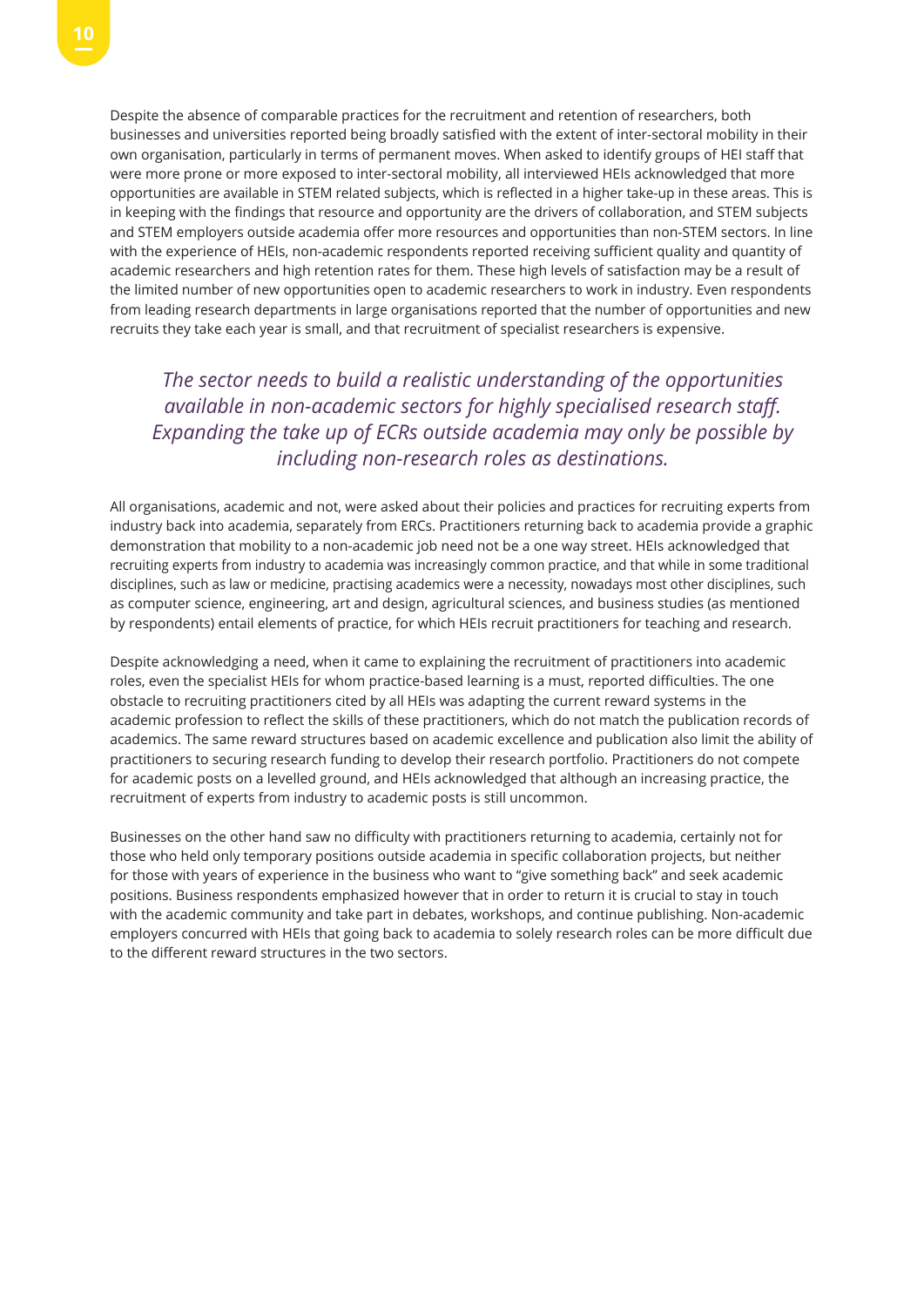Despite the absence of comparable practices for the recruitment and retention of researchers, both businesses and universities reported being broadly satisfied with the extent of inter-sectoral mobility in their own organisation, particularly in terms of permanent moves. When asked to identify groups of HEI staff that were more prone or more exposed to inter-sectoral mobility, all interviewed HEIs acknowledged that more opportunities are available in STEM related subjects, which is reflected in a higher take-up in these areas. This is in keeping with the findings that resource and opportunity are the drivers of collaboration, and STEM subjects and STEM employers outside academia offer more resources and opportunities than non-STEM sectors. In line with the experience of HEIs, non-academic respondents reported receiving sufficient quality and quantity of academic researchers and high retention rates for them. These high levels of satisfaction may be a result of the limited number of new opportunities open to academic researchers to work in industry. Even respondents from leading research departments in large organisations reported that the number of opportunities and new recruits they take each year is small, and that recruitment of specialist researchers is expensive.

*The sector needs to build a realistic understanding of the opportunities available in non-academic sectors for highly specialised research staff. Expanding the take up of ECRs outside academia may only be possible by including non-research roles as destinations.*

All organisations, academic and not, were asked about their policies and practices for recruiting experts from industry back into academia, separately from ERCs. Practitioners returning back to academia provide a graphic demonstration that mobility to a non-academic job need not be a one way street. HEIs acknowledged that recruiting experts from industry to academia was increasingly common practice, and that while in some traditional disciplines, such as law or medicine, practising academics were a necessity, nowadays most other disciplines, such as computer science, engineering, art and design, agricultural sciences, and business studies (as mentioned by respondents) entail elements of practice, for which HEIs recruit practitioners for teaching and research.

Despite acknowledging a need, when it came to explaining the recruitment of practitioners into academic roles, even the specialist HEIs for whom practice-based learning is a must, reported difficulties. The one obstacle to recruiting practitioners cited by all HEIs was adapting the current reward systems in the academic profession to reflect the skills of these practitioners, which do not match the publication records of academics. The same reward structures based on academic excellence and publication also limit the ability of practitioners to securing research funding to develop their research portfolio. Practitioners do not compete for academic posts on a levelled ground, and HEIs acknowledged that although an increasing practice, the recruitment of experts from industry to academic posts is still uncommon.

Businesses on the other hand saw no difficulty with practitioners returning to academia, certainly not for those who held only temporary positions outside academia in specific collaboration projects, but neither for those with years of experience in the business who want to "give something back" and seek academic positions. Business respondents emphasized however that in order to return it is crucial to stay in touch with the academic community and take part in debates, workshops, and continue publishing. Non-academic employers concurred with HEIs that going back to academia to solely research roles can be more difficult due to the different reward structures in the two sectors.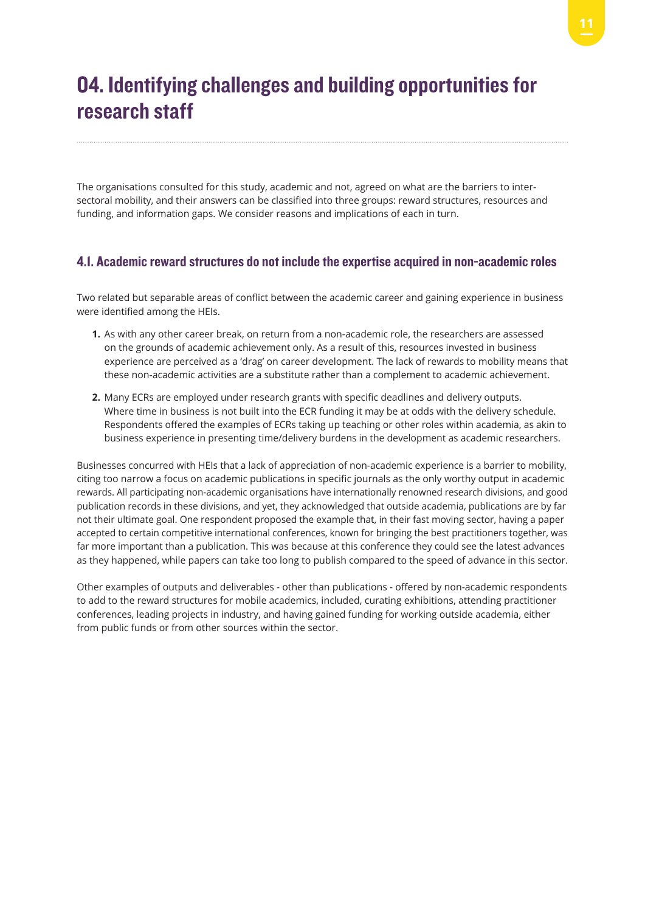# 04. Identifying challenges and building opportunities for research staff

The organisations consulted for this study, academic and not, agreed on what are the barriers to inter-sectoral mobility, and their answers can be classified into three groups: reward structures, resources and funding, and information gaps. We consider reasons and implications of each in turn.

## 4.1. Academic reward structures do not include the expertise acquired in non-academic roles

Two related but separable areas of conflict between the academic career and gaining experience in business were identified among the HEIs.

1. As with any other career break, on return from a non-academic role, the researchers are assessed on the grounds of academic achievement only. As a result of this, resources invested in business experience are perceived as a 'drag' on career development. The lack of rewards to mobility means that these non-academic activities are a substitute rather than a complement to academic achievement.
2. Many ECRs are employed under research grants with specific deadlines and delivery outputs. Where time in business is not built into the ECR funding it may be at odds with the delivery schedule. Respondents offered the examples of ECRs taking up teaching or other roles within academia, as akin to business experience in presenting time/delivery burdens in the development as academic researchers.

Businesses concurred with HEIs that a lack of appreciation of non-academic experience is a barrier to mobility, citing too narrow a focus on academic publications in specific journals as the only worthy output in academic rewards. All participating non-academic organisations have internationally renowned research divisions, and good publication records in these divisions, and yet, they acknowledged that outside academia, publications are by far not their ultimate goal. One respondent proposed the example that, in their fast moving sector, having a paper accepted to certain competitive international conferences, known for bringing the best practitioners together, was far more important than a publication. This was because at this conference they could see the latest advances as they happened, while papers can take too long to publish compared to the speed of advance in this sector.

Other examples of outputs and deliverables - other than publications - offered by non-academic respondents to add to the reward structures for mobile academics, included, curating exhibitions, attending practitioner conferences, leading projects in industry, and having gained funding for working outside academia, either from public funds or from other sources within the sector.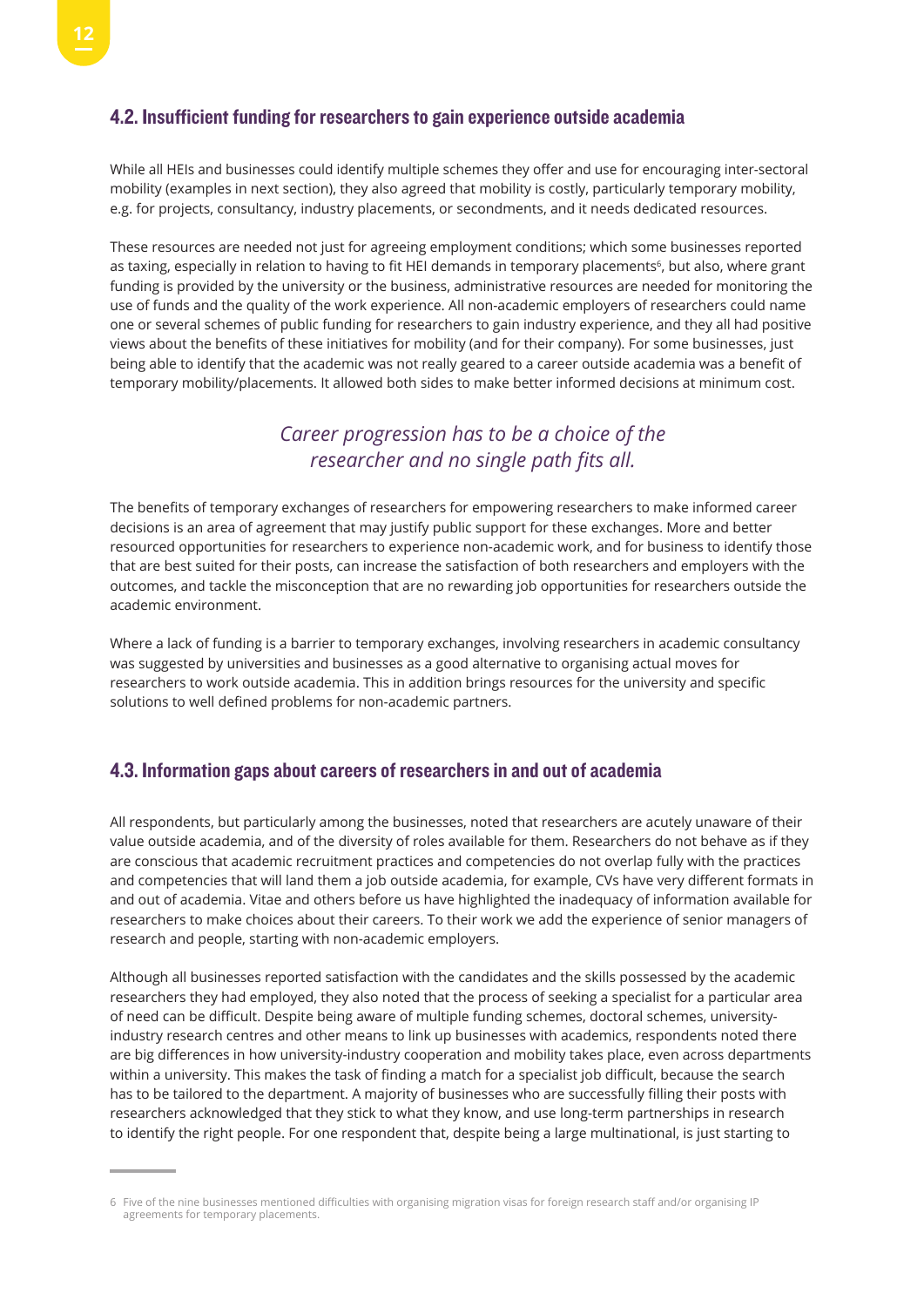## 4.2. Insufficient funding for researchers to gain experience outside academia

While all HEIs and businesses could identify multiple schemes they offer and use for encouraging inter-sectoral mobility (examples in next section), they also agreed that mobility is costly, particularly temporary mobility, e.g. for projects, consultancy, industry placements, or secondments, and it needs dedicated resources.

These resources are needed not just for agreeing employment conditions; which some businesses reported as taxing, especially in relation to having to fit HEI demands in temporary placements[6], but also, where grant funding is provided by the university or the business, administrative resources are needed for monitoring the use of funds and the quality of the work experience. All non-academic employers of researchers could name one or several schemes of public funding for researchers to gain industry experience, and they all had positive views about the benefits of these initiatives for mobility (and for their company). For some businesses, just being able to identify that the academic was not really geared to a career outside academia was a benefit of temporary mobility/placements. It allowed both sides to make better informed decisions at minimum cost.

*Career progression has to be a choice of the researcher and no single path fits all.*

The benefits of temporary exchanges of researchers for empowering researchers to make informed career decisions is an area of agreement that may justify public support for these exchanges. More and better resourced opportunities for researchers to experience non-academic work, and for business to identify those that are best suited for their posts, can increase the satisfaction of both researchers and employers with the outcomes, and tackle the misconception that are no rewarding job opportunities for researchers outside the academic environment.

Where a lack of funding is a barrier to temporary exchanges, involving researchers in academic consultancy was suggested by universities and businesses as a good alternative to organising actual moves for researchers to work outside academia. This in addition brings resources for the university and specific solutions to well defined problems for non-academic partners.

## 4.3. Information gaps about careers of researchers in and out of academia

All respondents, but particularly among the businesses, noted that researchers are acutely unaware of their value outside academia, and of the diversity of roles available for them. Researchers do not behave as if they are conscious that academic recruitment practices and competencies do not overlap fully with the practices and competencies that will land them a job outside academia, for example, CVs have very different formats in and out of academia. Vitae and others before us have highlighted the inadequacy of information available for researchers to make choices about their careers. To their work we add the experience of senior managers of research and people, starting with non-academic employers.

Although all businesses reported satisfaction with the candidates and the skills possessed by the academic researchers they had employed, they also noted that the process of seeking a specialist for a particular area of need can be difficult. Despite being aware of multiple funding schemes, doctoral schemes, university-industry research centres and other means to link up businesses with academics, respondents noted there are big differences in how university-industry cooperation and mobility takes place, even across departments within a university. This makes the task of finding a match for a specialist job difficult, because the search has to be tailored to the department. A majority of businesses who are successfully filling their posts with researchers acknowledged that they stick to what they know, and use long-term partnerships in research to identify the right people. For one respondent that, despite being a large multinational, is just starting to

[6] Five of the nine businesses mentioned difficulties with organising migration visas for foreign research staff and/or organising IP agreements for temporary placements.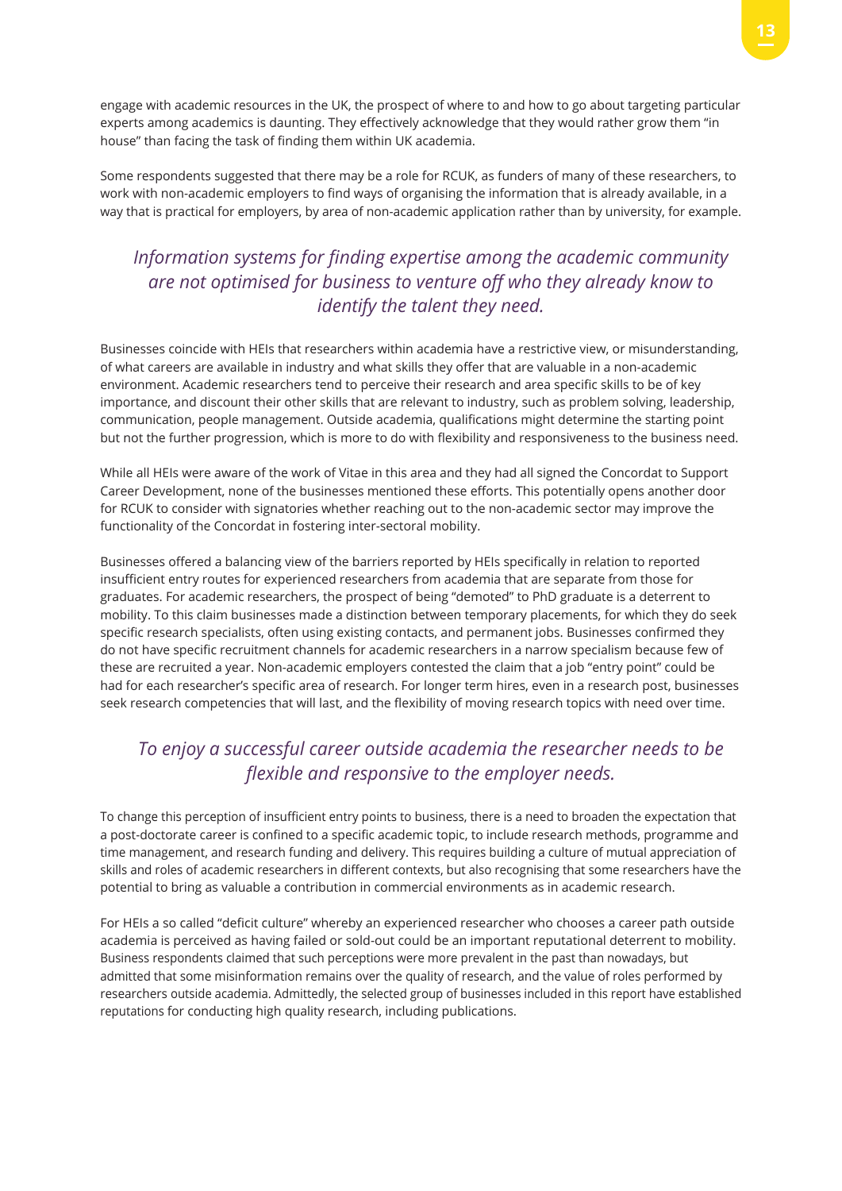engage with academic resources in the UK, the prospect of where to and how to go about targeting particular experts among academics is daunting. They effectively acknowledge that they would rather grow them "in house" than facing the task of finding them within UK academia.

Some respondents suggested that there may be a role for RCUK, as funders of many of these researchers, to work with non-academic employers to find ways of organising the information that is already available, in a way that is practical for employers, by area of non-academic application rather than by university, for example.

> *Information systems for finding expertise among the academic community are not optimised for business to venture off who they already know to identify the talent they need.*

Businesses coincide with HEIs that researchers within academia have a restrictive view, or misunderstanding, of what careers are available in industry and what skills they offer that are valuable in a non-academic environment. Academic researchers tend to perceive their research and area specific skills to be of key importance, and discount their other skills that are relevant to industry, such as problem solving, leadership, communication, people management. Outside academia, qualifications might determine the starting point but not the further progression, which is more to do with flexibility and responsiveness to the business need.

While all HEIs were aware of the work of Vitae in this area and they had all signed the Concordat to Support Career Development, none of the businesses mentioned these efforts. This potentially opens another door for RCUK to consider with signatories whether reaching out to the non-academic sector may improve the functionality of the Concordat in fostering inter-sectoral mobility.

Businesses offered a balancing view of the barriers reported by HEIs specifically in relation to reported insufficient entry routes for experienced researchers from academia that are separate from those for graduates. For academic researchers, the prospect of being "demoted" to PhD graduate is a deterrent to mobility. To this claim businesses made a distinction between temporary placements, for which they do seek specific research specialists, often using existing contacts, and permanent jobs. Businesses confirmed they do not have specific recruitment channels for academic researchers in a narrow specialism because few of these are recruited a year. Non-academic employers contested the claim that a job "entry point" could be had for each researcher's specific area of research. For longer term hires, even in a research post, businesses seek research competencies that will last, and the flexibility of moving research topics with need over time.

> *To enjoy a successful career outside academia the researcher needs to be flexible and responsive to the employer needs.*

To change this perception of insufficient entry points to business, there is a need to broaden the expectation that a post-doctorate career is confined to a specific academic topic, to include research methods, programme and time management, and research funding and delivery. This requires building a culture of mutual appreciation of skills and roles of academic researchers in different contexts, but also recognising that some researchers have the potential to bring as valuable a contribution in commercial environments as in academic research.

For HEIs a so called "deficit culture" whereby an experienced researcher who chooses a career path outside academia is perceived as having failed or sold-out could be an important reputational deterrent to mobility. Business respondents claimed that such perceptions were more prevalent in the past than nowadays, but admitted that some misinformation remains over the quality of research, and the value of roles performed by researchers outside academia. Admittedly, the selected group of businesses included in this report have established reputations for conducting high quality research, including publications.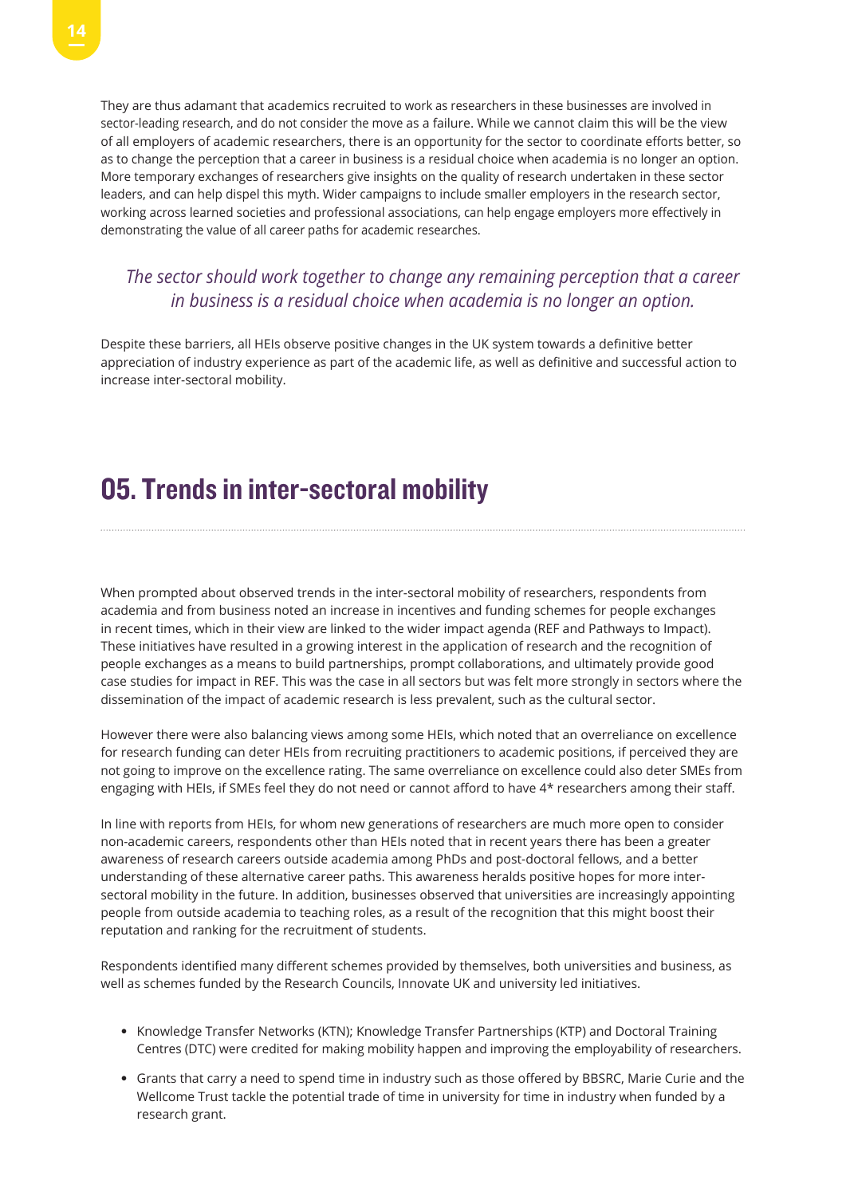They are thus adamant that academics recruited to work as researchers in these businesses are involved in sector-leading research, and do not consider the move as a failure. While we cannot claim this will be the view of all employers of academic researchers, there is an opportunity for the sector to coordinate efforts better, so as to change the perception that a career in business is a residual choice when academia is no longer an option. More temporary exchanges of researchers give insights on the quality of research undertaken in these sector leaders, and can help dispel this myth. Wider campaigns to include smaller employers in the research sector, working across learned societies and professional associations, can help engage employers more effectively in demonstrating the value of all career paths for academic researches.

*The sector should work together to change any remaining perception that a career in business is a residual choice when academia is no longer an option.*

Despite these barriers, all HEIs observe positive changes in the UK system towards a definitive better appreciation of industry experience as part of the academic life, as well as definitive and successful action to increase inter-sectoral mobility.

## 05. Trends in inter-sectoral mobility

When prompted about observed trends in the inter-sectoral mobility of researchers, respondents from academia and from business noted an increase in incentives and funding schemes for people exchanges in recent times, which in their view are linked to the wider impact agenda (REF and Pathways to Impact). These initiatives have resulted in a growing interest in the application of research and the recognition of people exchanges as a means to build partnerships, prompt collaborations, and ultimately provide good case studies for impact in REF. This was the case in all sectors but was felt more strongly in sectors where the dissemination of the impact of academic research is less prevalent, such as the cultural sector.

However there were also balancing views among some HEIs, which noted that an overreliance on excellence for research funding can deter HEIs from recruiting practitioners to academic positions, if perceived they are not going to improve on the excellence rating. The same overreliance on excellence could also deter SMEs from engaging with HEIs, if SMEs feel they do not need or cannot afford to have 4* researchers among their staff.

In line with reports from HEIs, for whom new generations of researchers are much more open to consider non-academic careers, respondents other than HEIs noted that in recent years there has been a greater awareness of research careers outside academia among PhDs and post-doctoral fellows, and a better understanding of these alternative career paths. This awareness heralds positive hopes for more inter-sectoral mobility in the future. In addition, businesses observed that universities are increasingly appointing people from outside academia to teaching roles, as a result of the recognition that this might boost their reputation and ranking for the recruitment of students.

Respondents identified many different schemes provided by themselves, both universities and business, as well as schemes funded by the Research Councils, Innovate UK and university led initiatives.

- Knowledge Transfer Networks (KTN); Knowledge Transfer Partnerships (KTP) and Doctoral Training Centres (DTC) were credited for making mobility happen and improving the employability of researchers.
- Grants that carry a need to spend time in industry such as those offered by BBSRC, Marie Curie and the Wellcome Trust tackle the potential trade of time in university for time in industry when funded by a research grant.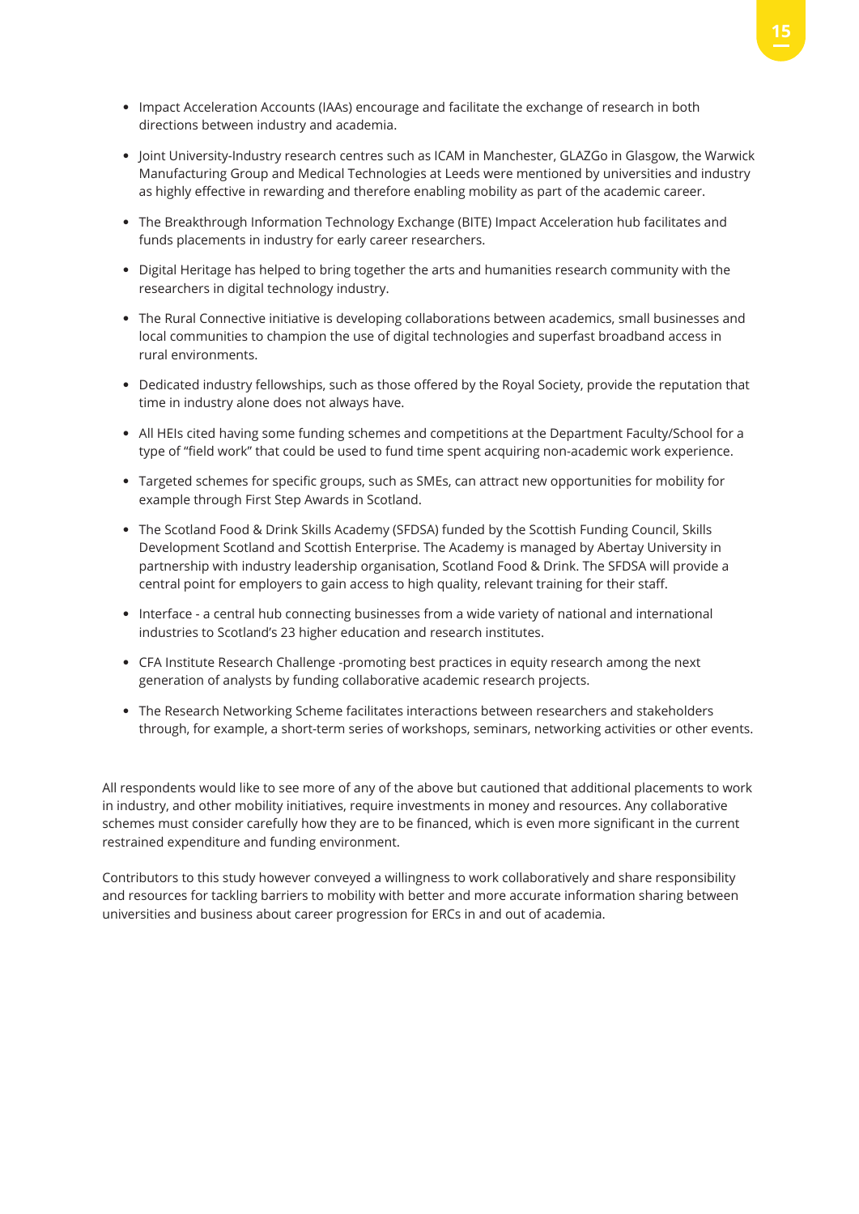- Impact Acceleration Accounts (IAAs) encourage and facilitate the exchange of research in both directions between industry and academia.
- Joint University-Industry research centres such as ICAM in Manchester, GLAZGo in Glasgow, the Warwick Manufacturing Group and Medical Technologies at Leeds were mentioned by universities and industry as highly effective in rewarding and therefore enabling mobility as part of the academic career.
- The Breakthrough Information Technology Exchange (BITE) Impact Acceleration hub facilitates and funds placements in industry for early career researchers.
- Digital Heritage has helped to bring together the arts and humanities research community with the researchers in digital technology industry.
- The Rural Connective initiative is developing collaborations between academics, small businesses and local communities to champion the use of digital technologies and superfast broadband access in rural environments.
- Dedicated industry fellowships, such as those offered by the Royal Society, provide the reputation that time in industry alone does not always have.
- All HEIs cited having some funding schemes and competitions at the Department Faculty/School for a type of "field work" that could be used to fund time spent acquiring non-academic work experience.
- Targeted schemes for specific groups, such as SMEs, can attract new opportunities for mobility for example through First Step Awards in Scotland.
- The Scotland Food & Drink Skills Academy (SFDSA) funded by the Scottish Funding Council, Skills Development Scotland and Scottish Enterprise. The Academy is managed by Abertay University in partnership with industry leadership organisation, Scotland Food & Drink. The SFDSA will provide a central point for employers to gain access to high quality, relevant training for their staff.
- Interface - a central hub connecting businesses from a wide variety of national and international industries to Scotland's 23 higher education and research institutes.
- CFA Institute Research Challenge -promoting best practices in equity research among the next generation of analysts by funding collaborative academic research projects.
- The Research Networking Scheme facilitates interactions between researchers and stakeholders through, for example, a short-term series of workshops, seminars, networking activities or other events.

All respondents would like to see more of any of the above but cautioned that additional placements to work in industry, and other mobility initiatives, require investments in money and resources. Any collaborative schemes must consider carefully how they are to be financed, which is even more significant in the current restrained expenditure and funding environment.

Contributors to this study however conveyed a willingness to work collaboratively and share responsibility and resources for tackling barriers to mobility with better and more accurate information sharing between universities and business about career progression for ERCs in and out of academia.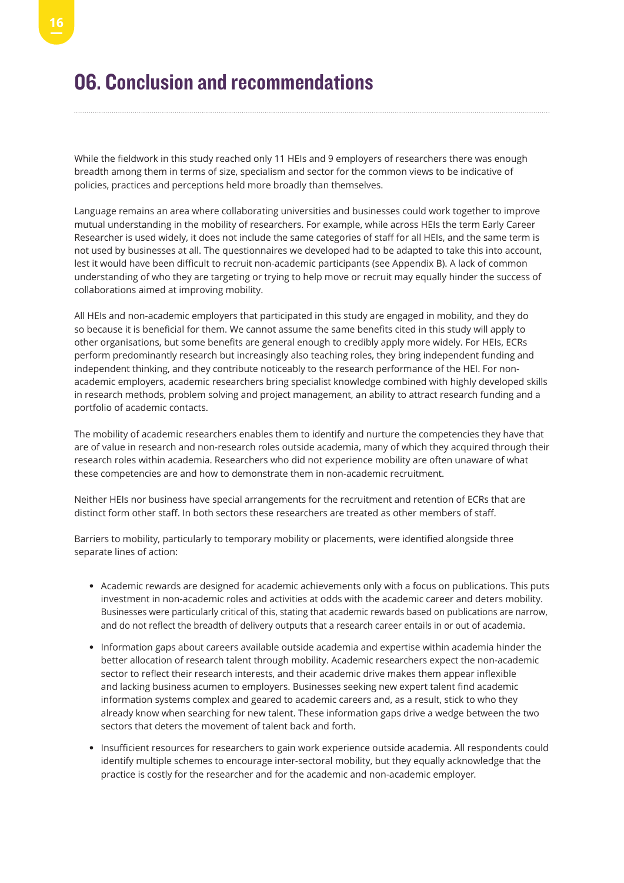# 06. Conclusion and recommendations

While the fieldwork in this study reached only 11 HEIs and 9 employers of researchers there was enough breadth among them in terms of size, specialism and sector for the common views to be indicative of policies, practices and perceptions held more broadly than themselves.

Language remains an area where collaborating universities and businesses could work together to improve mutual understanding in the mobility of researchers. For example, while across HEIs the term Early Career Researcher is used widely, it does not include the same categories of staff for all HEIs, and the same term is not used by businesses at all. The questionnaires we developed had to be adapted to take this into account, lest it would have been difficult to recruit non-academic participants (see Appendix B). A lack of common understanding of who they are targeting or trying to help move or recruit may equally hinder the success of collaborations aimed at improving mobility.

All HEIs and non-academic employers that participated in this study are engaged in mobility, and they do so because it is beneficial for them. We cannot assume the same benefits cited in this study will apply to other organisations, but some benefits are general enough to credibly apply more widely. For HEIs, ECRs perform predominantly research but increasingly also teaching roles, they bring independent funding and independent thinking, and they contribute noticeably to the research performance of the HEI. For non-academic employers, academic researchers bring specialist knowledge combined with highly developed skills in research methods, problem solving and project management, an ability to attract research funding and a portfolio of academic contacts.

The mobility of academic researchers enables them to identify and nurture the competencies they have that are of value in research and non-research roles outside academia, many of which they acquired through their research roles within academia. Researchers who did not experience mobility are often unaware of what these competencies are and how to demonstrate them in non-academic recruitment.

Neither HEIs nor business have special arrangements for the recruitment and retention of ECRs that are distinct form other staff. In both sectors these researchers are treated as other members of staff.

Barriers to mobility, particularly to temporary mobility or placements, were identified alongside three separate lines of action:

- Academic rewards are designed for academic achievements only with a focus on publications. This puts investment in non-academic roles and activities at odds with the academic career and deters mobility. Businesses were particularly critical of this, stating that academic rewards based on publications are narrow, and do not reflect the breadth of delivery outputs that a research career entails in or out of academia.
- Information gaps about careers available outside academia and expertise within academia hinder the better allocation of research talent through mobility. Academic researchers expect the non-academic sector to reflect their research interests, and their academic drive makes them appear inflexible and lacking business acumen to employers. Businesses seeking new expert talent find academic information systems complex and geared to academic careers and, as a result, stick to who they already know when searching for new talent. These information gaps drive a wedge between the two sectors that deters the movement of talent back and forth.
- Insufficient resources for researchers to gain work experience outside academia. All respondents could identify multiple schemes to encourage inter-sectoral mobility, but they equally acknowledge that the practice is costly for the researcher and for the academic and non-academic employer.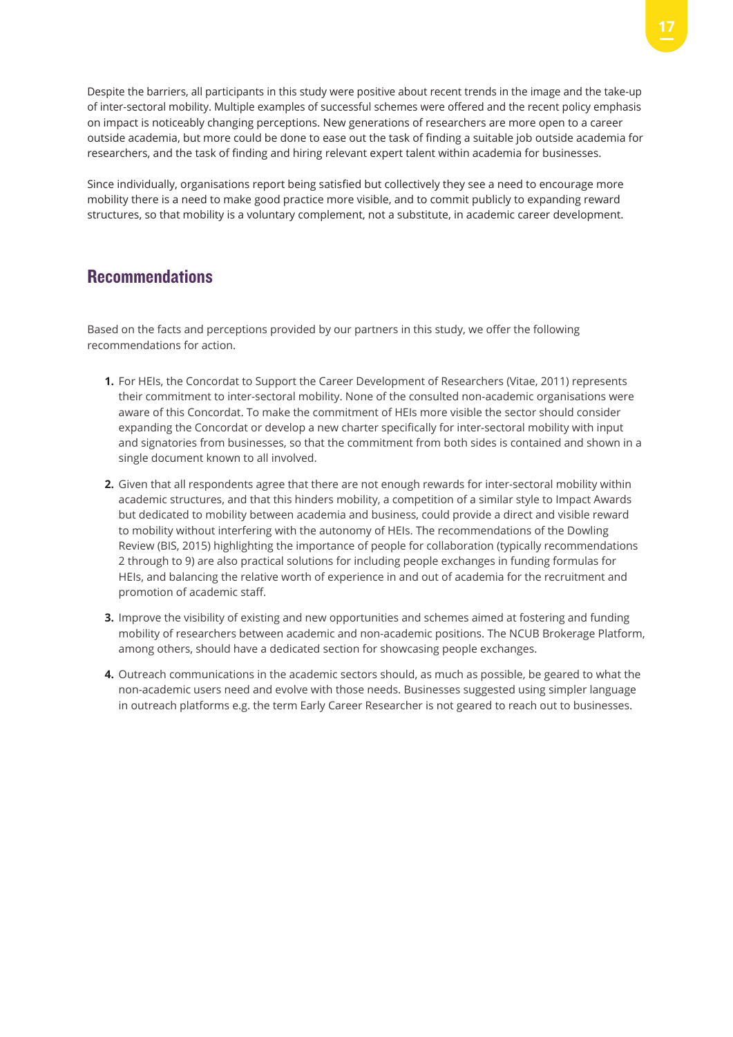Despite the barriers, all participants in this study were positive about recent trends in the image and the take-up of inter-sectoral mobility. Multiple examples of successful schemes were offered and the recent policy emphasis on impact is noticeably changing perceptions. New generations of researchers are more open to a career outside academia, but more could be done to ease out the task of finding a suitable job outside academia for researchers, and the task of finding and hiring relevant expert talent within academia for businesses.

Since individually, organisations report being satisfied but collectively they see a need to encourage more mobility there is a need to make good practice more visible, and to commit publicly to expanding reward structures, so that mobility is a voluntary complement, not a substitute, in academic career development.

## Recommendations

Based on the facts and perceptions provided by our partners in this study, we offer the following recommendations for action.

1. For HEIs, the Concordat to Support the Career Development of Researchers (Vitae, 2011) represents their commitment to inter-sectoral mobility. None of the consulted non-academic organisations were aware of this Concordat. To make the commitment of HEIs more visible the sector should consider expanding the Concordat or develop a new charter specifically for inter-sectoral mobility with input and signatories from businesses, so that the commitment from both sides is contained and shown in a single document known to all involved.
2. Given that all respondents agree that there are not enough rewards for inter-sectoral mobility within academic structures, and that this hinders mobility, a competition of a similar style to Impact Awards but dedicated to mobility between academia and business, could provide a direct and visible reward to mobility without interfering with the autonomy of HEIs. The recommendations of the Dowling Review (BIS, 2015) highlighting the importance of people for collaboration (typically recommendations 2 through to 9) are also practical solutions for including people exchanges in funding formulas for HEIs, and balancing the relative worth of experience in and out of academia for the recruitment and promotion of academic staff.
3. Improve the visibility of existing and new opportunities and schemes aimed at fostering and funding mobility of researchers between academic and non-academic positions. The NCUB Brokerage Platform, among others, should have a dedicated section for showcasing people exchanges.
4. Outreach communications in the academic sectors should, as much as possible, be geared to what the non-academic users need and evolve with those needs. Businesses suggested using simpler language in outreach platforms e.g. the term Early Career Researcher is not geared to reach out to businesses.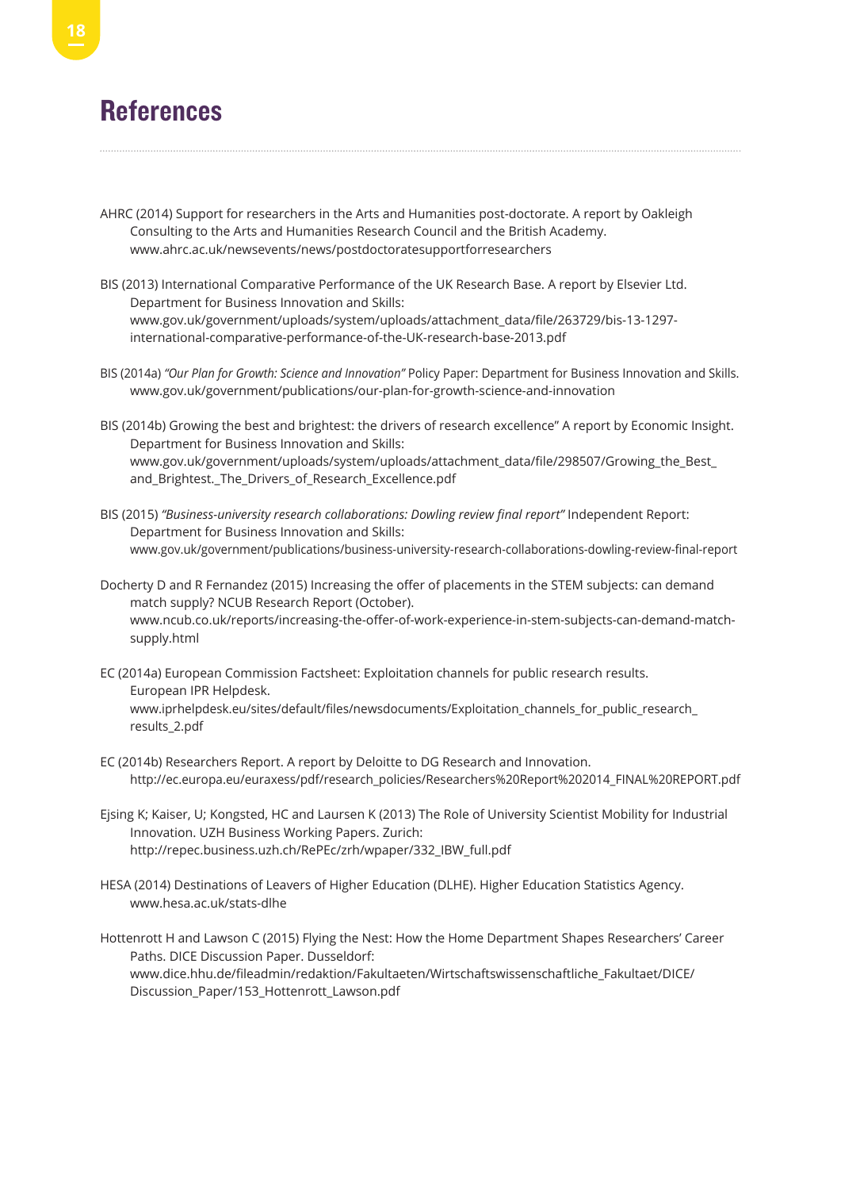# References

AHRC (2014) Support for researchers in the Arts and Humanities post-doctorate. A report by Oakleigh Consulting to the Arts and Humanities Research Council and the British Academy. www.ahrc.ac.uk/newsevents/news/postdoctoratesupportforresearchers

BIS (2013) International Comparative Performance of the UK Research Base. A report by Elsevier Ltd. Department for Business Innovation and Skills: www.gov.uk/government/uploads/system/uploads/attachment_data/file/263729/bis-13-1297-international-comparative-performance-of-the-UK-research-base-2013.pdf

BIS (2014a) *"Our Plan for Growth: Science and Innovation"* Policy Paper: Department for Business Innovation and Skills. www.gov.uk/government/publications/our-plan-for-growth-science-and-innovation

BIS (2014b) Growing the best and brightest: the drivers of research excellence" A report by Economic Insight. Department for Business Innovation and Skills: www.gov.uk/government/uploads/system/uploads/attachment_data/file/298507/Growing_the_Best_and_Brightest._The_Drivers_of_Research_Excellence.pdf

BIS (2015) *"Business-university research collaborations: Dowling review final report"* Independent Report: Department for Business Innovation and Skills: www.gov.uk/government/publications/business-university-research-collaborations-dowling-review-final-report

Docherty D and R Fernandez (2015) Increasing the offer of placements in the STEM subjects: can demand match supply? NCUB Research Report (October). www.ncub.co.uk/reports/increasing-the-offer-of-work-experience-in-stem-subjects-can-demand-match-supply.html

EC (2014a) European Commission Factsheet: Exploitation channels for public research results. European IPR Helpdesk. www.iprhelpdesk.eu/sites/default/files/newsdocuments/Exploitation_channels_for_public_research_results_2.pdf

EC (2014b) Researchers Report. A report by Deloitte to DG Research and Innovation. http://ec.europa.eu/euraxess/pdf/research_policies/Researchers%20Report%202014_FINAL%20REPORT.pdf

Ejsing K; Kaiser, U; Kongsted, HC and Laursen K (2013) The Role of University Scientist Mobility for Industrial Innovation. UZH Business Working Papers. Zurich: http://repec.business.uzh.ch/RePEc/zrh/wpaper/332_IBW_full.pdf

HESA (2014) Destinations of Leavers of Higher Education (DLHE). Higher Education Statistics Agency. www.hesa.ac.uk/stats-dlhe

Hottenrott H and Lawson C (2015) Flying the Nest: How the Home Department Shapes Researchers' Career Paths. DICE Discussion Paper. Dusseldorf: www.dice.hhu.de/fileadmin/redaktion/Fakultaeten/Wirtschaftswissenschaftliche_Fakultaet/DICE/Discussion_Paper/153_Hottenrott_Lawson.pdf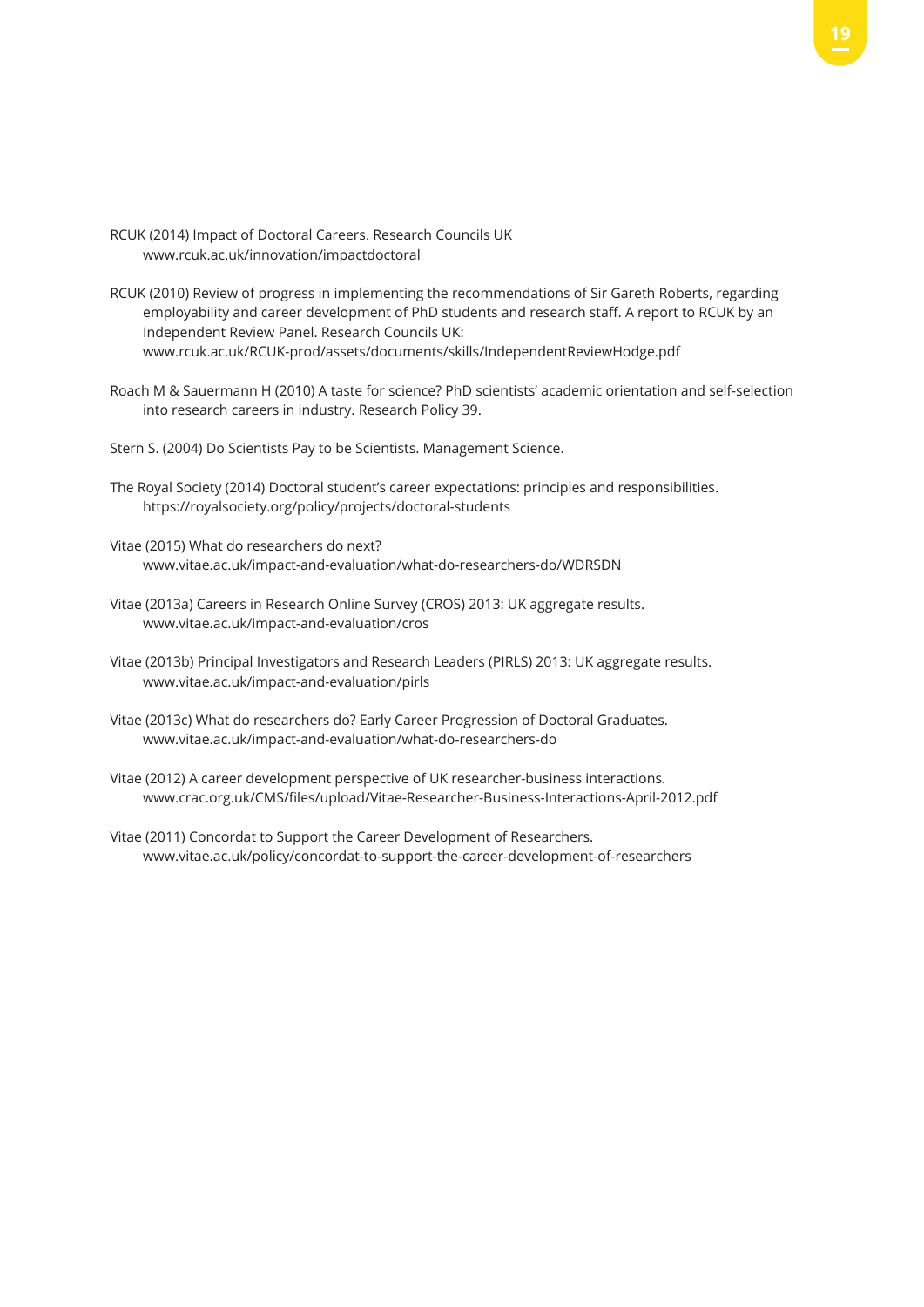RCUK (2014) Impact of Doctoral Careers. Research Councils UK
www.rcuk.ac.uk/innovation/impactdoctoral

RCUK (2010) Review of progress in implementing the recommendations of Sir Gareth Roberts, regarding employability and career development of PhD students and research staff. A report to RCUK by an Independent Review Panel. Research Councils UK:
www.rcuk.ac.uk/RCUK-prod/assets/documents/skills/IndependentReviewHodge.pdf

Roach M & Sauermann H (2010) A taste for science? PhD scientists' academic orientation and self-selection into research careers in industry. Research Policy 39.

Stern S. (2004) Do Scientists Pay to be Scientists. Management Science.

The Royal Society (2014) Doctoral student's career expectations: principles and responsibilities.
https://royalsociety.org/policy/projects/doctoral-students

Vitae (2015) What do researchers do next?
www.vitae.ac.uk/impact-and-evaluation/what-do-researchers-do/WDRSDN

Vitae (2013a) Careers in Research Online Survey (CROS) 2013: UK aggregate results.
www.vitae.ac.uk/impact-and-evaluation/cros

Vitae (2013b) Principal Investigators and Research Leaders (PIRLS) 2013: UK aggregate results.
www.vitae.ac.uk/impact-and-evaluation/pirls

Vitae (2013c) What do researchers do? Early Career Progression of Doctoral Graduates.
www.vitae.ac.uk/impact-and-evaluation/what-do-researchers-do

Vitae (2012) A career development perspective of UK researcher-business interactions.
www.crac.org.uk/CMS/files/upload/Vitae-Researcher-Business-Interactions-April-2012.pdf

Vitae (2011) Concordat to Support the Career Development of Researchers.
www.vitae.ac.uk/policy/concordat-to-support-the-career-development-of-researchers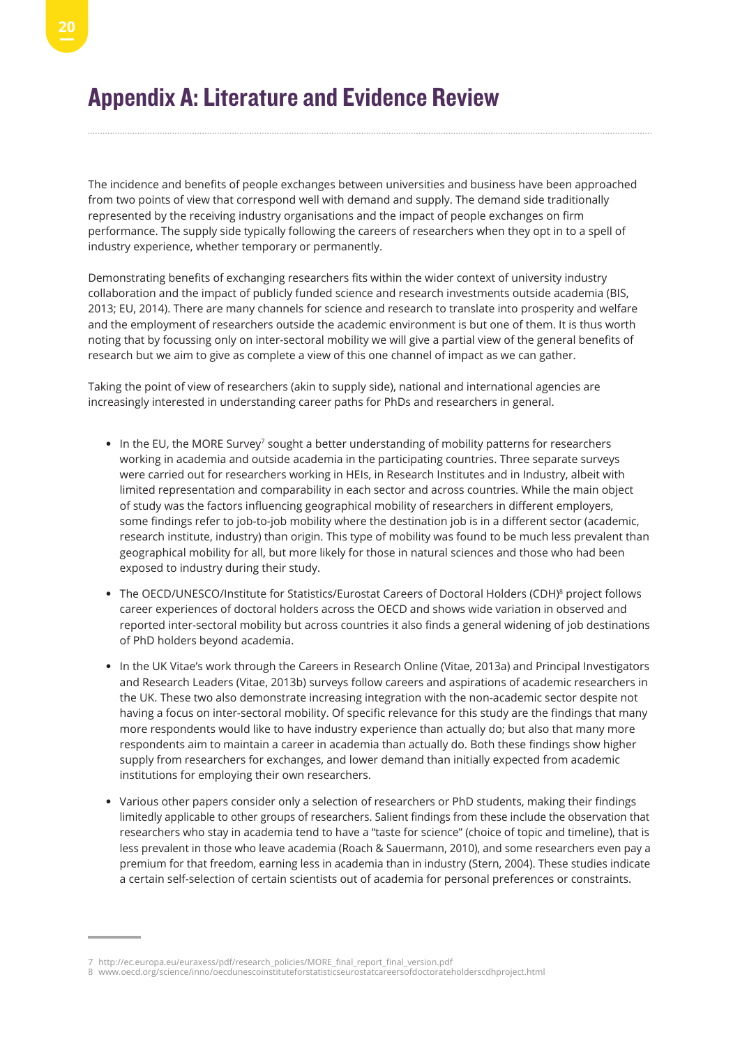# Appendix A: Literature and Evidence Review

The incidence and benefits of people exchanges between universities and business have been approached from two points of view that correspond well with demand and supply. The demand side traditionally represented by the receiving industry organisations and the impact of people exchanges on firm performance. The supply side typically following the careers of researchers when they opt in to a spell of industry experience, whether temporary or permanently.

Demonstrating benefits of exchanging researchers fits within the wider context of university industry collaboration and the impact of publicly funded science and research investments outside academia (BIS, 2013; EU, 2014). There are many channels for science and research to translate into prosperity and welfare and the employment of researchers outside the academic environment is but one of them. It is thus worth noting that by focussing only on inter-sectoral mobility we will give a partial view of the general benefits of research but we aim to give as complete a view of this one channel of impact as we can gather.

Taking the point of view of researchers (akin to supply side), national and international agencies are increasingly interested in understanding career paths for PhDs and researchers in general.

- In the EU, the MORE Survey[7] sought a better understanding of mobility patterns for researchers working in academia and outside academia in the participating countries. Three separate surveys were carried out for researchers working in HEIs, in Research Institutes and in Industry, albeit with limited representation and comparability in each sector and across countries. While the main object of study was the factors influencing geographical mobility of researchers in different employers, some findings refer to job-to-job mobility where the destination job is in a different sector (academic, research institute, industry) than origin. This type of mobility was found to be much less prevalent than geographical mobility for all, but more likely for those in natural sciences and those who had been exposed to industry during their study.
- The OECD/UNESCO/Institute for Statistics/Eurostat Careers of Doctoral Holders (CDH)[8] project follows career experiences of doctoral holders across the OECD and shows wide variation in observed and reported inter-sectoral mobility but across countries it also finds a general widening of job destinations of PhD holders beyond academia.
- In the UK Vitae's work through the Careers in Research Online (Vitae, 2013a) and Principal Investigators and Research Leaders (Vitae, 2013b) surveys follow careers and aspirations of academic researchers in the UK. These two also demonstrate increasing integration with the non-academic sector despite not having a focus on inter-sectoral mobility. Of specific relevance for this study are the findings that many more respondents would like to have industry experience than actually do; but also that many more respondents aim to maintain a career in academia than actually do. Both these findings show higher supply from researchers for exchanges, and lower demand than initially expected from academic institutions for employing their own researchers.
- Various other papers consider only a selection of researchers or PhD students, making their findings limitedly applicable to other groups of researchers. Salient findings from these include the observation that researchers who stay in academia tend to have a "taste for science" (choice of topic and timeline), that is less prevalent in those who leave academia (Roach & Sauermann, 2010), and some researchers even pay a premium for that freedom, earning less in academia than in industry (Stern, 2004). These studies indicate a certain self-selection of certain scientists out of academia for personal preferences or constraints.

---

7 http://ec.europa.eu/euraxess/pdf/research_policies/MORE_final_report_final_version.pdf

8 www.oecd.org/science/inno/oecdunescoinstituteforstatisticseurostatcareersofdoctorateholderscdhproject.html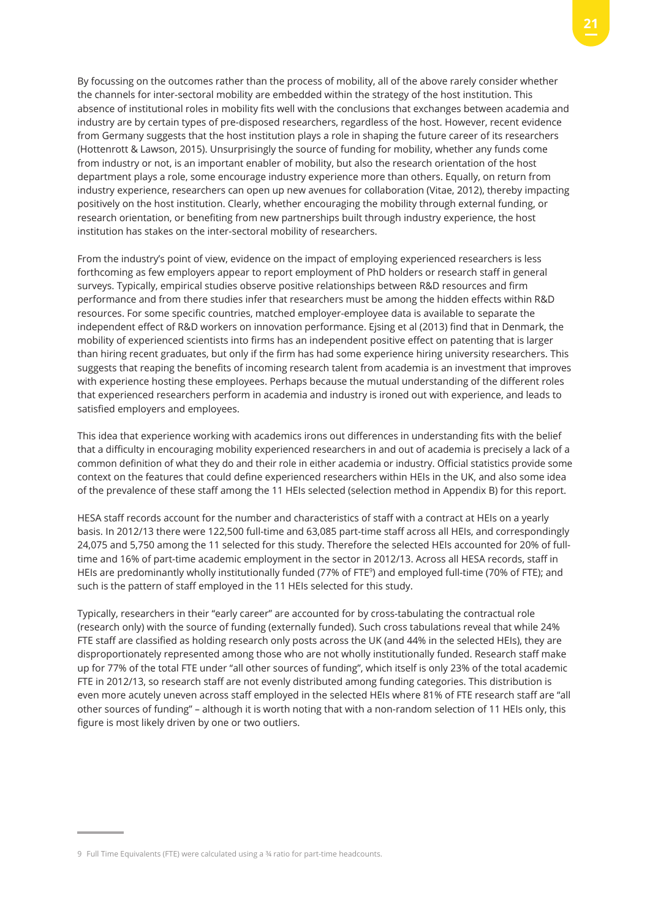By focussing on the outcomes rather than the process of mobility, all of the above rarely consider whether the channels for inter-sectoral mobility are embedded within the strategy of the host institution. This absence of institutional roles in mobility fits well with the conclusions that exchanges between academia and industry are by certain types of pre-disposed researchers, regardless of the host. However, recent evidence from Germany suggests that the host institution plays a role in shaping the future career of its researchers (Hottenrott & Lawson, 2015). Unsurprisingly the source of funding for mobility, whether any funds come from industry or not, is an important enabler of mobility, but also the research orientation of the host department plays a role, some encourage industry experience more than others. Equally, on return from industry experience, researchers can open up new avenues for collaboration (Vitae, 2012), thereby impacting positively on the host institution. Clearly, whether encouraging the mobility through external funding, or research orientation, or benefiting from new partnerships built through industry experience, the host institution has stakes on the inter-sectoral mobility of researchers.

From the industry's point of view, evidence on the impact of employing experienced researchers is less forthcoming as few employers appear to report employment of PhD holders or research staff in general surveys. Typically, empirical studies observe positive relationships between R&D resources and firm performance and from there studies infer that researchers must be among the hidden effects within R&D resources. For some specific countries, matched employer-employee data is available to separate the independent effect of R&D workers on innovation performance. Ejsing et al (2013) find that in Denmark, the mobility of experienced scientists into firms has an independent positive effect on patenting that is larger than hiring recent graduates, but only if the firm has had some experience hiring university researchers. This suggests that reaping the benefits of incoming research talent from academia is an investment that improves with experience hosting these employees. Perhaps because the mutual understanding of the different roles that experienced researchers perform in academia and industry is ironed out with experience, and leads to satisfied employers and employees.

This idea that experience working with academics irons out differences in understanding fits with the belief that a difficulty in encouraging mobility experienced researchers in and out of academia is precisely a lack of a common definition of what they do and their role in either academia or industry. Official statistics provide some context on the features that could define experienced researchers within HEIs in the UK, and also some idea of the prevalence of these staff among the 11 HEIs selected (selection method in Appendix B) for this report.

HESA staff records account for the number and characteristics of staff with a contract at HEIs on a yearly basis. In 2012/13 there were 122,500 full-time and 63,085 part-time staff across all HEIs, and correspondingly 24,075 and 5,750 among the 11 selected for this study. Therefore the selected HEIs accounted for 20% of full-time and 16% of part-time academic employment in the sector in 2012/13. Across all HESA records, staff in HEIs are predominantly wholly institutionally funded (77% of FTE[9]) and employed full-time (70% of FTE); and such is the pattern of staff employed in the 11 HEIs selected for this study.

Typically, researchers in their "early career" are accounted for by cross-tabulating the contractual role (research only) with the source of funding (externally funded). Such cross tabulations reveal that while 24% FTE staff are classified as holding research only posts across the UK (and 44% in the selected HEIs), they are disproportionately represented among those who are not wholly institutionally funded. Research staff make up for 77% of the total FTE under "all other sources of funding", which itself is only 23% of the total academic FTE in 2012/13, so research staff are not evenly distributed among funding categories. This distribution is even more acutely uneven across staff employed in the selected HEIs where 81% of FTE research staff are "all other sources of funding" – although it is worth noting that with a non-random selection of 11 HEIs only, this figure is most likely driven by one or two outliers.

---

9 Full Time Equivalents (FTE) were calculated using a ¾ ratio for part-time headcounts.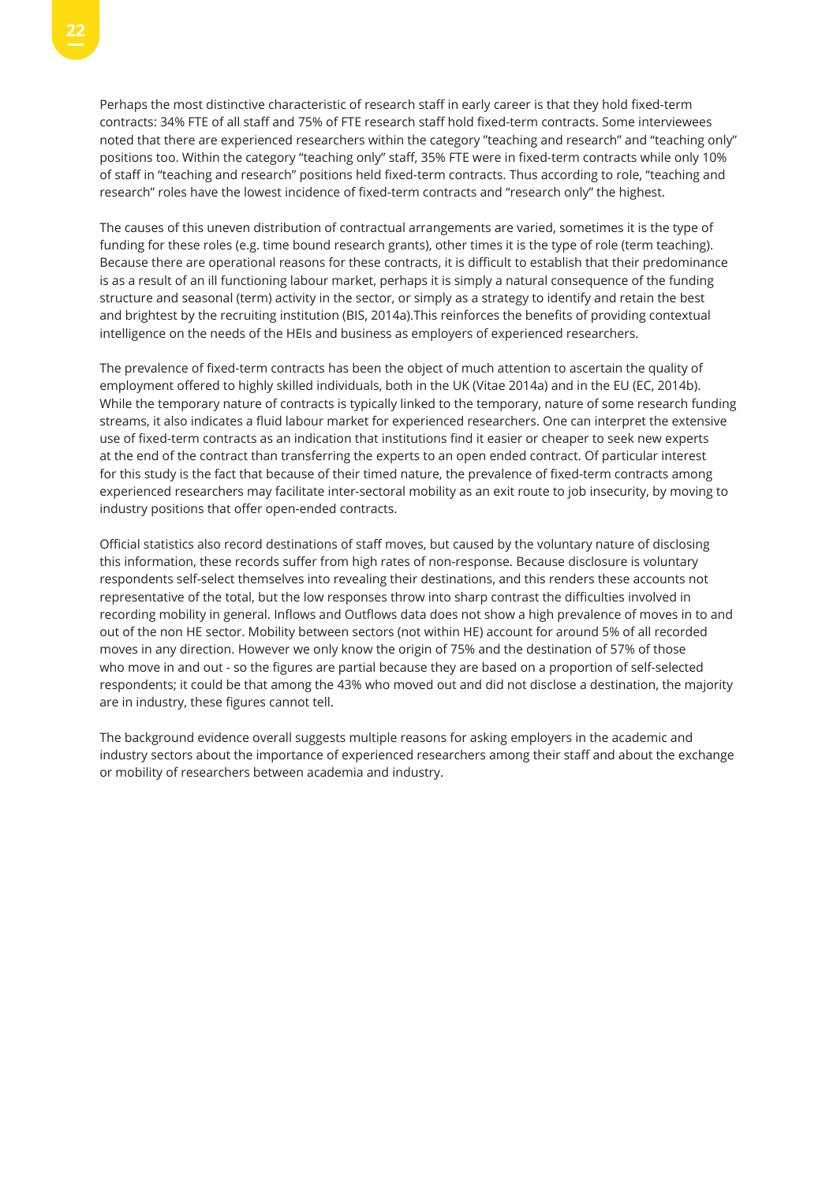Perhaps the most distinctive characteristic of research staff in early career is that they hold fixed-term contracts: 34% FTE of all staff and 75% of FTE research staff hold fixed-term contracts. Some interviewees noted that there are experienced researchers within the category "teaching and research" and "teaching only" positions too. Within the category "teaching only" staff, 35% FTE were in fixed-term contracts while only 10% of staff in "teaching and research" positions held fixed-term contracts. Thus according to role, "teaching and research" roles have the lowest incidence of fixed-term contracts and "research only" the highest.

The causes of this uneven distribution of contractual arrangements are varied, sometimes it is the type of funding for these roles (e.g. time bound research grants), other times it is the type of role (term teaching). Because there are operational reasons for these contracts, it is difficult to establish that their predominance is as a result of an ill functioning labour market, perhaps it is simply a natural consequence of the funding structure and seasonal (term) activity in the sector, or simply as a strategy to identify and retain the best and brightest by the recruiting institution (BIS, 2014a).This reinforces the benefits of providing contextual intelligence on the needs of the HEIs and business as employers of experienced researchers.

The prevalence of fixed-term contracts has been the object of much attention to ascertain the quality of employment offered to highly skilled individuals, both in the UK (Vitae 2014a) and in the EU (EC, 2014b). While the temporary nature of contracts is typically linked to the temporary, nature of some research funding streams, it also indicates a fluid labour market for experienced researchers. One can interpret the extensive use of fixed-term contracts as an indication that institutions find it easier or cheaper to seek new experts at the end of the contract than transferring the experts to an open ended contract. Of particular interest for this study is the fact that because of their timed nature, the prevalence of fixed-term contracts among experienced researchers may facilitate inter-sectoral mobility as an exit route to job insecurity, by moving to industry positions that offer open-ended contracts.

Official statistics also record destinations of staff moves, but caused by the voluntary nature of disclosing this information, these records suffer from high rates of non-response. Because disclosure is voluntary respondents self-select themselves into revealing their destinations, and this renders these accounts not representative of the total, but the low responses throw into sharp contrast the difficulties involved in recording mobility in general. Inflows and Outflows data does not show a high prevalence of moves in to and out of the non HE sector. Mobility between sectors (not within HE) account for around 5% of all recorded moves in any direction. However we only know the origin of 75% and the destination of 57% of those who move in and out - so the figures are partial because they are based on a proportion of self-selected respondents; it could be that among the 43% who moved out and did not disclose a destination, the majority are in industry, these figures cannot tell.

The background evidence overall suggests multiple reasons for asking employers in the academic and industry sectors about the importance of experienced researchers among their staff and about the exchange or mobility of researchers between academia and industry.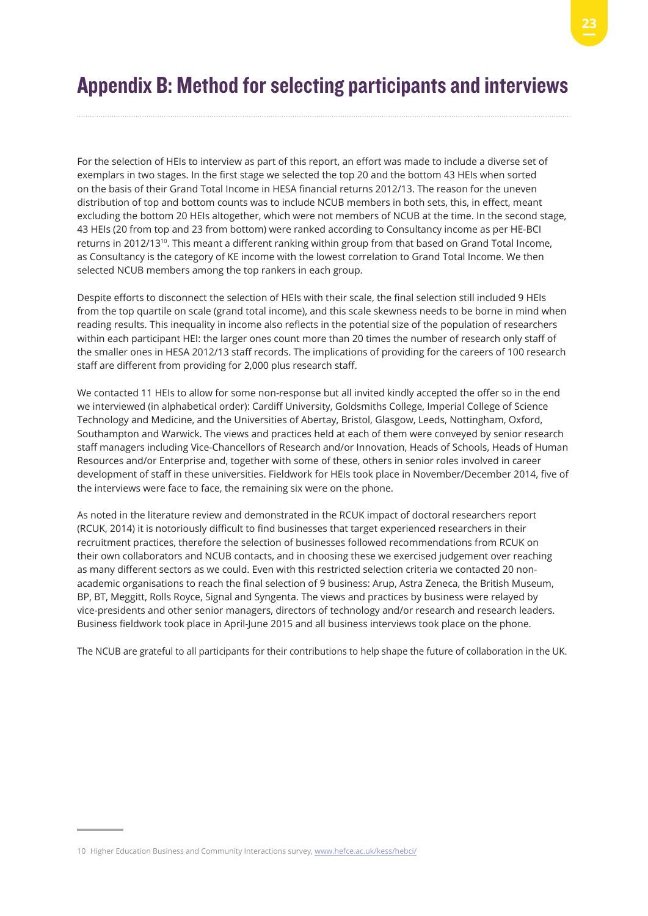# Appendix B: Method for selecting participants and interviews

For the selection of HEIs to interview as part of this report, an effort was made to include a diverse set of exemplars in two stages. In the first stage we selected the top 20 and the bottom 43 HEIs when sorted on the basis of their Grand Total Income in HESA financial returns 2012/13. The reason for the uneven distribution of top and bottom counts was to include NCUB members in both sets, this, in effect, meant excluding the bottom 20 HEIs altogether, which were not members of NCUB at the time. In the second stage, 43 HEIs (20 from top and 23 from bottom) were ranked according to Consultancy income as per HE-BCI returns in 2012/13[10]. This meant a different ranking within group from that based on Grand Total Income, as Consultancy is the category of KE income with the lowest correlation to Grand Total Income. We then selected NCUB members among the top rankers in each group.

Despite efforts to disconnect the selection of HEIs with their scale, the final selection still included 9 HEIs from the top quartile on scale (grand total income), and this scale skewness needs to be borne in mind when reading results. This inequality in income also reflects in the potential size of the population of researchers within each participant HEI: the larger ones count more than 20 times the number of research only staff of the smaller ones in HESA 2012/13 staff records. The implications of providing for the careers of 100 research staff are different from providing for 2,000 plus research staff.

We contacted 11 HEIs to allow for some non-response but all invited kindly accepted the offer so in the end we interviewed (in alphabetical order): Cardiff University, Goldsmiths College, Imperial College of Science Technology and Medicine, and the Universities of Abertay, Bristol, Glasgow, Leeds, Nottingham, Oxford, Southampton and Warwick. The views and practices held at each of them were conveyed by senior research staff managers including Vice-Chancellors of Research and/or Innovation, Heads of Schools, Heads of Human Resources and/or Enterprise and, together with some of these, others in senior roles involved in career development of staff in these universities. Fieldwork for HEIs took place in November/December 2014, five of the interviews were face to face, the remaining six were on the phone.

As noted in the literature review and demonstrated in the RCUK impact of doctoral researchers report (RCUK, 2014) it is notoriously difficult to find businesses that target experienced researchers in their recruitment practices, therefore the selection of businesses followed recommendations from RCUK on their own collaborators and NCUB contacts, and in choosing these we exercised judgement over reaching as many different sectors as we could. Even with this restricted selection criteria we contacted 20 non-academic organisations to reach the final selection of 9 business: Arup, Astra Zeneca, the British Museum, BP, BT, Meggitt, Rolls Royce, Signal and Syngenta. The views and practices by business were relayed by vice-presidents and other senior managers, directors of technology and/or research and research leaders. Business fieldwork took place in April-June 2015 and all business interviews took place on the phone.

The NCUB are grateful to all participants for their contributions to help shape the future of collaboration in the UK.

---

10 Higher Education Business and Community Interactions survey, www.hefce.ac.uk/kess/hebci/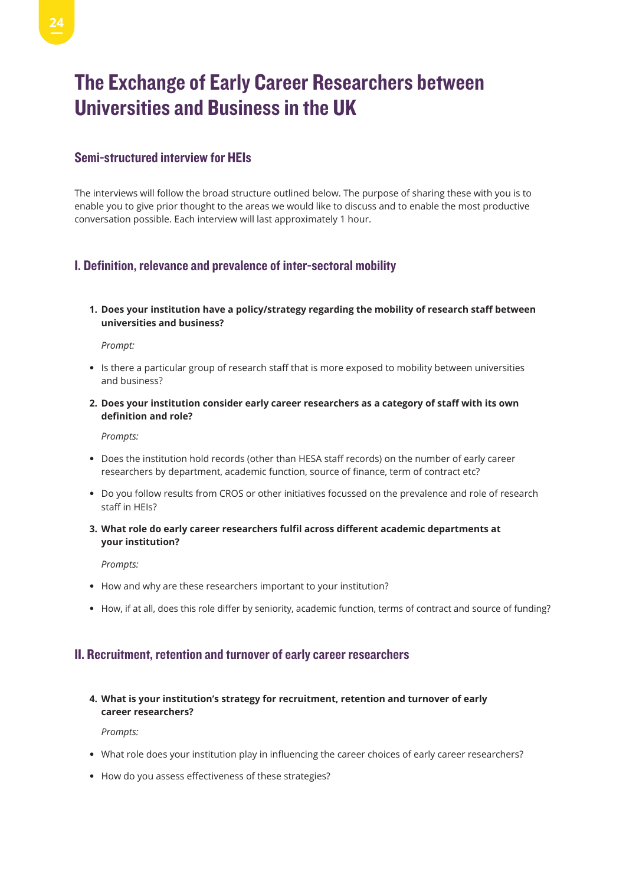# The Exchange of Early Career Researchers between Universities and Business in the UK

## Semi-structured interview for HEIs

The interviews will follow the broad structure outlined below. The purpose of sharing these with you is to enable you to give prior thought to the areas we would like to discuss and to enable the most productive conversation possible. Each interview will last approximately 1 hour.

## I. Definition, relevance and prevalence of inter-sectoral mobility

1. **Does your institution have a policy/strategy regarding the mobility of research staff between universities and business?**

   *Prompt:*

- Is there a particular group of research staff that is more exposed to mobility between universities and business?

2. **Does your institution consider early career researchers as a category of staff with its own definition and role?**

   *Prompts:*

- Does the institution hold records (other than HESA staff records) on the number of early career researchers by department, academic function, source of finance, term of contract etc?
- Do you follow results from CROS or other initiatives focussed on the prevalence and role of research staff in HEIs?

3. **What role do early career researchers fulfil across different academic departments at your institution?**

   *Prompts:*

- How and why are these researchers important to your institution?
- How, if at all, does this role differ by seniority, academic function, terms of contract and source of funding?

## II. Recruitment, retention and turnover of early career researchers

4. **What is your institution's strategy for recruitment, retention and turnover of early career researchers?**

   *Prompts:*

- What role does your institution play in influencing the career choices of early career researchers?
- How do you assess effectiveness of these strategies?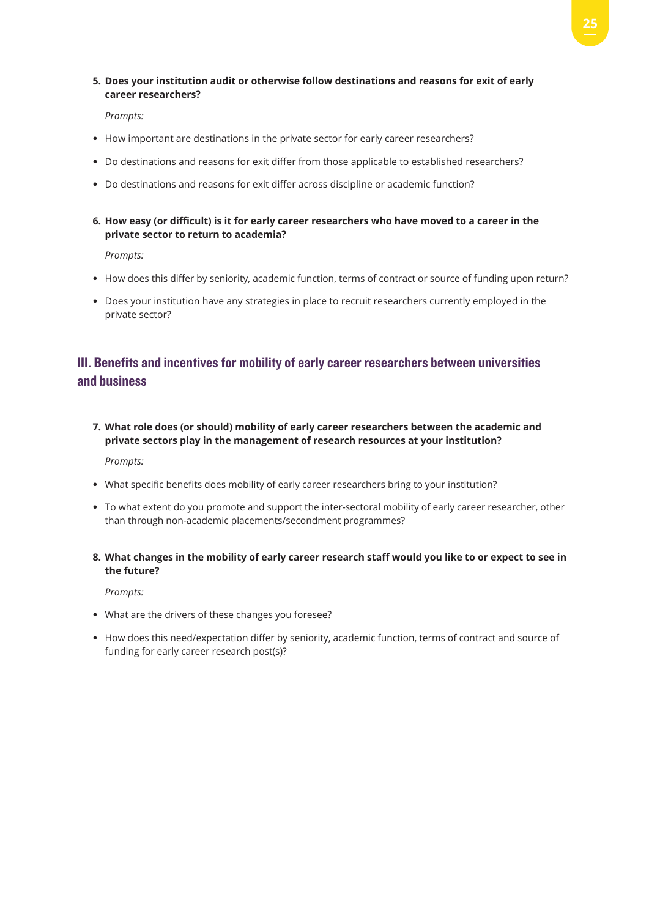5. **Does your institution audit or otherwise follow destinations and reasons for exit of early career researchers?**

   *Prompts:*

- How important are destinations in the private sector for early career researchers?
- Do destinations and reasons for exit differ from those applicable to established researchers?
- Do destinations and reasons for exit differ across discipline or academic function?

6. **How easy (or difficult) is it for early career researchers who have moved to a career in the private sector to return to academia?**

   *Prompts:*

- How does this differ by seniority, academic function, terms of contract or source of funding upon return?
- Does your institution have any strategies in place to recruit researchers currently employed in the private sector?

## III. Benefits and incentives for mobility of early career researchers between universities and business

7. **What role does (or should) mobility of early career researchers between the academic and private sectors play in the management of research resources at your institution?**

   *Prompts:*

- What specific benefits does mobility of early career researchers bring to your institution?
- To what extent do you promote and support the inter-sectoral mobility of early career researcher, other than through non-academic placements/secondment programmes?

8. **What changes in the mobility of early career research staff would you like to or expect to see in the future?**

   *Prompts:*

- What are the drivers of these changes you foresee?
- How does this need/expectation differ by seniority, academic function, terms of contract and source of funding for early career research post(s)?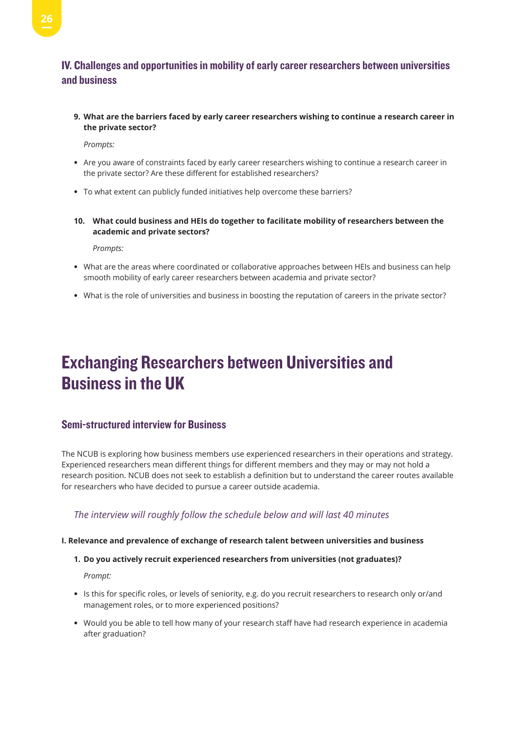### IV. Challenges and opportunities in mobility of early career researchers between universities and business

9. **What are the barriers faced by early career researchers wishing to continue a research career in the private sector?**

   *Prompts:*

- Are you aware of constraints faced by early career researchers wishing to continue a research career in the private sector? Are these different for established researchers?
- To what extent can publicly funded initiatives help overcome these barriers?

10. **What could business and HEIs do together to facilitate mobility of researchers between the academic and private sectors?**

    *Prompts:*

- What are the areas where coordinated or collaborative approaches between HEIs and business can help smooth mobility of early career researchers between academia and private sector?
- What is the role of universities and business in boosting the reputation of careers in the private sector?

# Exchanging Researchers between Universities and Business in the UK

## Semi-structured interview for Business

The NCUB is exploring how business members use experienced researchers in their operations and strategy. Experienced researchers mean different things for different members and they may or may not hold a research position. NCUB does not seek to establish a definition but to understand the career routes available for researchers who have decided to pursue a career outside academia.

*The interview will roughly follow the schedule below and will last 40 minutes*

**I. Relevance and prevalence of exchange of research talent between universities and business**

1. **Do you actively recruit experienced researchers from universities (not graduates)?**

   *Prompt:*

- Is this for specific roles, or levels of seniority, e.g. do you recruit researchers to research only or/and management roles, or to more experienced positions?
- Would you be able to tell how many of your research staff have had research experience in academia after graduation?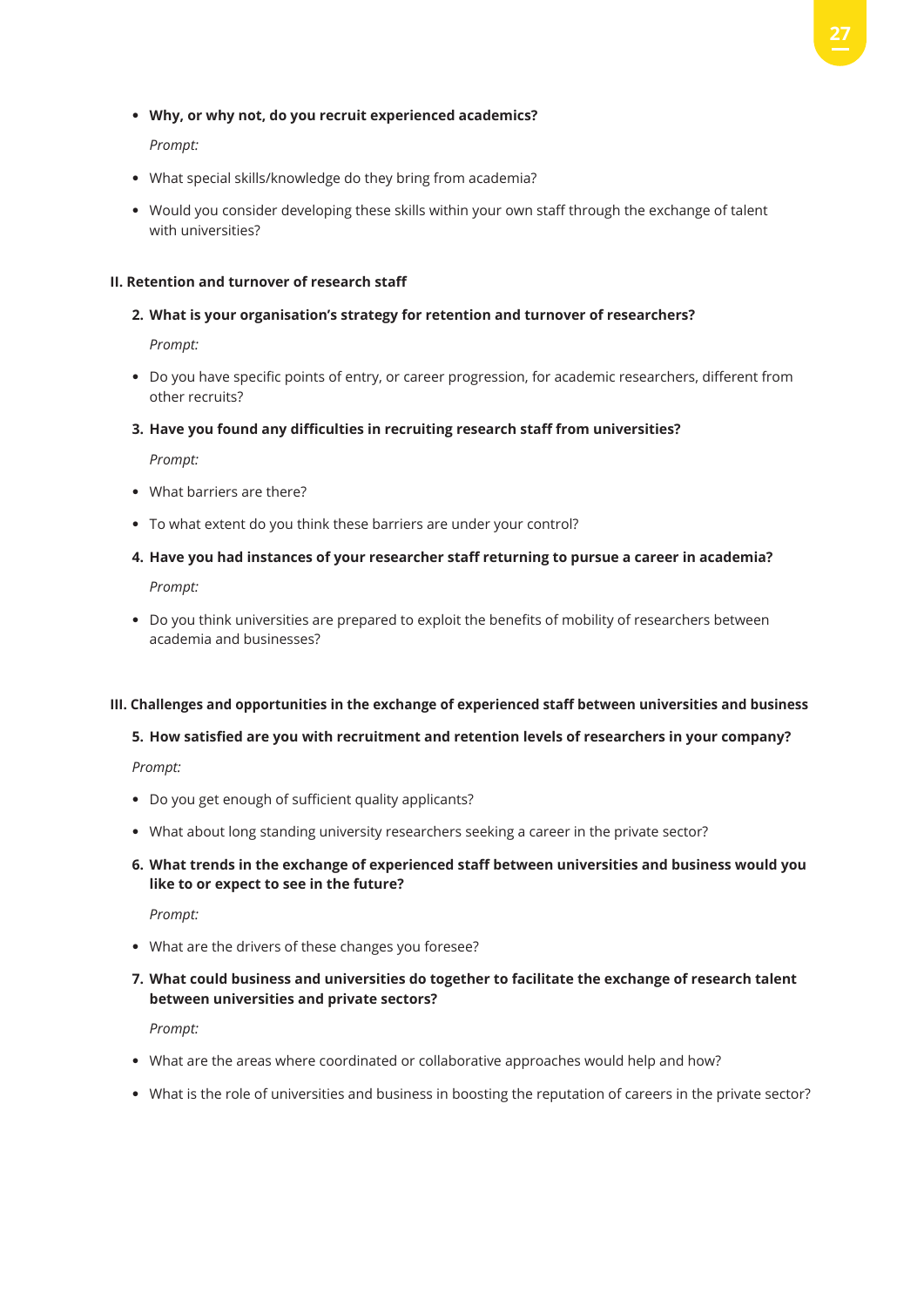- **Why, or why not, do you recruit experienced academics?**

  *Prompt:*

- What special skills/knowledge do they bring from academia?
- Would you consider developing these skills within your own staff through the exchange of talent with universities?

**II. Retention and turnover of research staff**

2. **What is your organisation's strategy for retention and turnover of researchers?**

   *Prompt:*

- Do you have specific points of entry, or career progression, for academic researchers, different from other recruits?

3. **Have you found any difficulties in recruiting research staff from universities?**

   *Prompt:*

- What barriers are there?
- To what extent do you think these barriers are under your control?

4. **Have you had instances of your researcher staff returning to pursue a career in academia?**

   *Prompt:*

- Do you think universities are prepared to exploit the benefits of mobility of researchers between academia and businesses?

**III. Challenges and opportunities in the exchange of experienced staff between universities and business**

5. **How satisfied are you with recruitment and retention levels of researchers in your company?**

   *Prompt:*

- Do you get enough of sufficient quality applicants?
- What about long standing university researchers seeking a career in the private sector?

6. **What trends in the exchange of experienced staff between universities and business would you like to or expect to see in the future?**

   *Prompt:*

- What are the drivers of these changes you foresee?

7. **What could business and universities do together to facilitate the exchange of research talent between universities and private sectors?**

   *Prompt:*

- What are the areas where coordinated or collaborative approaches would help and how?
- What is the role of universities and business in boosting the reputation of careers in the private sector?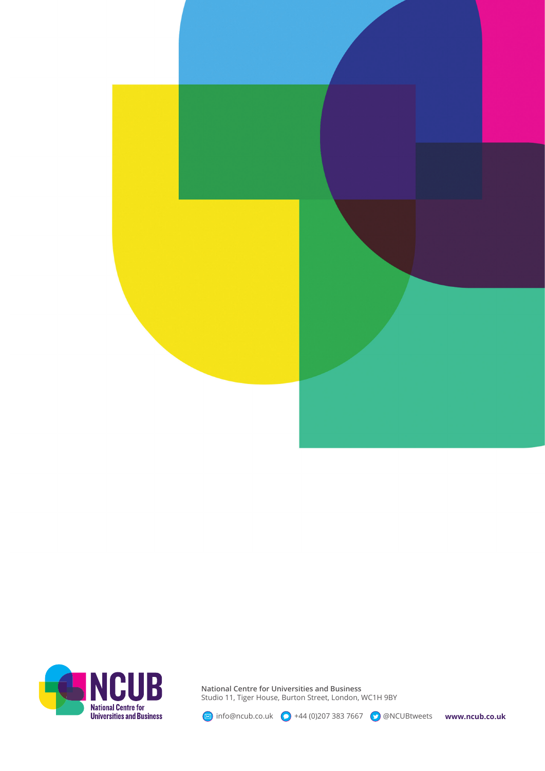NCUB

National Centre for Universities and Business

National Centre for Universities and Business
Studio 11, Tiger House, Burton Street, London, WC1H 9BY

info@ncub.co.uk +44 (0)207 383 7667 @NCUBtweets **www.ncub.co.uk**